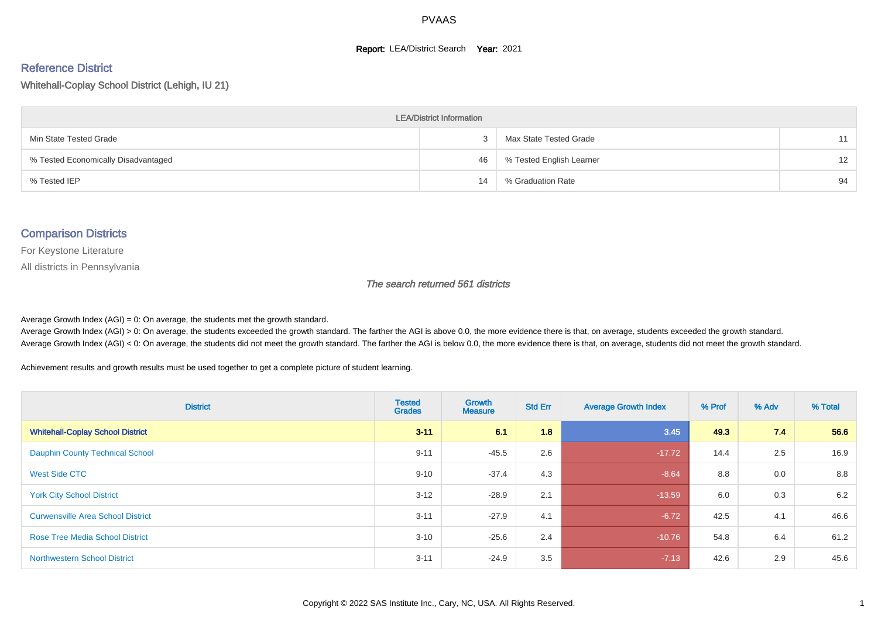PVAAS

**Report:** LEA/District Search **Year:** 2021

## Reference District

Whitehall-Coplay School District (Lehigh, IU 21)

| LEA/District Information | | | |
|---|---|---|---|
| Min State Tested Grade | 3 | Max State Tested Grade | 11 |
| % Tested Economically Disadvantaged | 46 | % Tested English Learner | 12 |
| % Tested IEP | 14 | % Graduation Rate | 94 |

## Comparison Districts

For Keystone Literature

All districts in Pennsylvania

*The search returned 561 districts*

Average Growth Index (AGI) = 0: On average, the students met the growth standard.
Average Growth Index (AGI) > 0: On average, the students exceeded the growth standard. The farther the AGI is above 0.0, the more evidence there is that, on average, students exceeded the growth standard.
Average Growth Index (AGI) < 0: On average, the students did not meet the growth standard. The farther the AGI is below 0.0, the more evidence there is that, on average, students did not meet the growth standard.

Achievement results and growth results must be used together to get a complete picture of student learning.

| District | Tested Grades | Growth Measure | Std Err | Average Growth Index | % Prof | % Adv | % Total |
|---|---|---|---|---|---|---|---|
| **Whitehall-Coplay School District** | **3-11** | **6.1** | **1.8** | **3.45** | **49.3** | **7.4** | **56.6** |
| Dauphin County Technical School | 9-11 | -45.5 | 2.6 | -17.72 | 14.4 | 2.5 | 16.9 |
| West Side CTC | 9-10 | -37.4 | 4.3 | -8.64 | 8.8 | 0.0 | 8.8 |
| York City School District | 3-12 | -28.9 | 2.1 | -13.59 | 6.0 | 0.3 | 6.2 |
| Curwensville Area School District | 3-11 | -27.9 | 4.1 | -6.72 | 42.5 | 4.1 | 46.6 |
| Rose Tree Media School District | 3-10 | -25.6 | 2.4 | -10.76 | 54.8 | 6.4 | 61.2 |
| Northwestern School District | 3-11 | -24.9 | 3.5 | -7.13 | 42.6 | 2.9 | 45.6 |

Copyright © 2022 SAS Institute Inc., Cary, NC, USA. All Rights Reserved.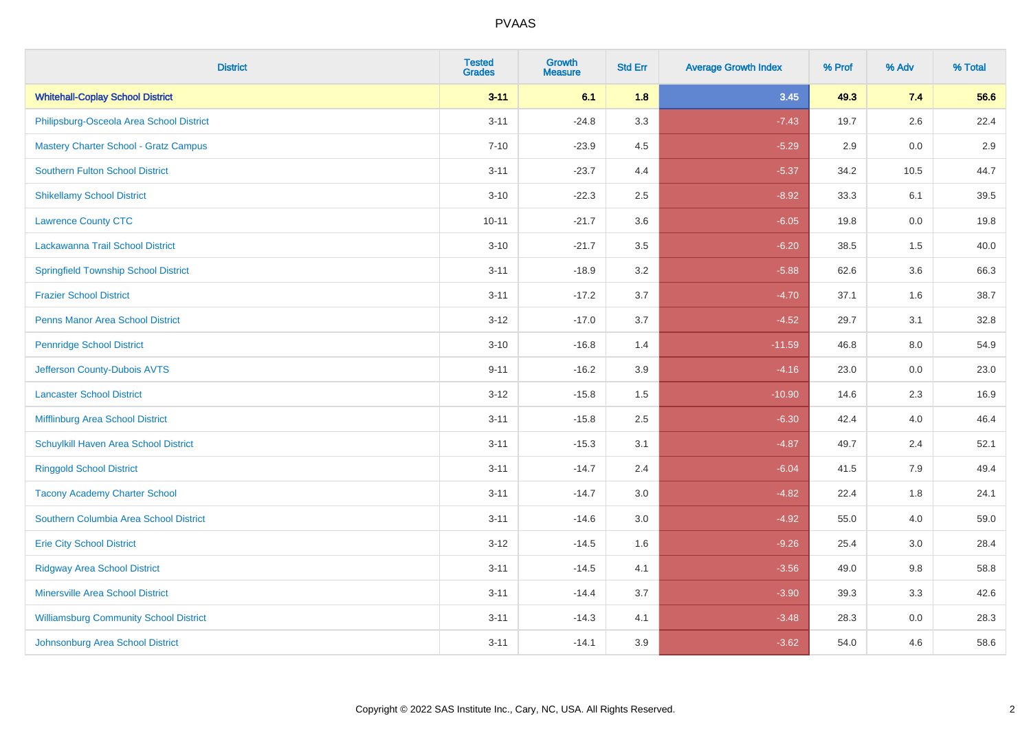PVAAS

| District | Tested Grades | Growth Measure | Std Err | Average Growth Index | % Prof | % Adv | % Total |
|---|---|---|---|---|---|---|---|
| **Whitehall-Coplay School District** | **3-11** | **6.1** | **1.8** | **3.45** | **49.3** | **7.4** | **56.6** |
| Philipsburg-Osceola Area School District | 3-11 | -24.8 | 3.3 | -7.43 | 19.7 | 2.6 | 22.4 |
| Mastery Charter School - Gratz Campus | 7-10 | -23.9 | 4.5 | -5.29 | 2.9 | 0.0 | 2.9 |
| Southern Fulton School District | 3-11 | -23.7 | 4.4 | -5.37 | 34.2 | 10.5 | 44.7 |
| Shikellamy School District | 3-10 | -22.3 | 2.5 | -8.92 | 33.3 | 6.1 | 39.5 |
| Lawrence County CTC | 10-11 | -21.7 | 3.6 | -6.05 | 19.8 | 0.0 | 19.8 |
| Lackawanna Trail School District | 3-10 | -21.7 | 3.5 | -6.20 | 38.5 | 1.5 | 40.0 |
| Springfield Township School District | 3-11 | -18.9 | 3.2 | -5.88 | 62.6 | 3.6 | 66.3 |
| Frazier School District | 3-11 | -17.2 | 3.7 | -4.70 | 37.1 | 1.6 | 38.7 |
| Penns Manor Area School District | 3-12 | -17.0 | 3.7 | -4.52 | 29.7 | 3.1 | 32.8 |
| Pennridge School District | 3-10 | -16.8 | 1.4 | -11.59 | 46.8 | 8.0 | 54.9 |
| Jefferson County-Dubois AVTS | 9-11 | -16.2 | 3.9 | -4.16 | 23.0 | 0.0 | 23.0 |
| Lancaster School District | 3-12 | -15.8 | 1.5 | -10.90 | 14.6 | 2.3 | 16.9 |
| Mifflinburg Area School District | 3-11 | -15.8 | 2.5 | -6.30 | 42.4 | 4.0 | 46.4 |
| Schuylkill Haven Area School District | 3-11 | -15.3 | 3.1 | -4.87 | 49.7 | 2.4 | 52.1 |
| Ringgold School District | 3-11 | -14.7 | 2.4 | -6.04 | 41.5 | 7.9 | 49.4 |
| Tacony Academy Charter School | 3-11 | -14.7 | 3.0 | -4.82 | 22.4 | 1.8 | 24.1 |
| Southern Columbia Area School District | 3-11 | -14.6 | 3.0 | -4.92 | 55.0 | 4.0 | 59.0 |
| Erie City School District | 3-12 | -14.5 | 1.6 | -9.26 | 25.4 | 3.0 | 28.4 |
| Ridgway Area School District | 3-11 | -14.5 | 4.1 | -3.56 | 49.0 | 9.8 | 58.8 |
| Minersville Area School District | 3-11 | -14.4 | 3.7 | -3.90 | 39.3 | 3.3 | 42.6 |
| Williamsburg Community School District | 3-11 | -14.3 | 4.1 | -3.48 | 28.3 | 0.0 | 28.3 |
| Johnsonburg Area School District | 3-11 | -14.1 | 3.9 | -3.62 | 54.0 | 4.6 | 58.6 |

Copyright © 2022 SAS Institute Inc., Cary, NC, USA. All Rights Reserved.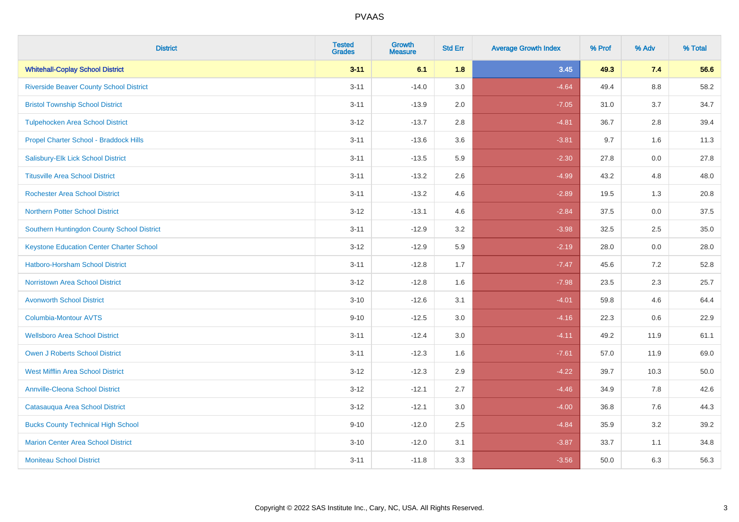| District | Tested Grades | Growth Measure | Std Err | Average Growth Index | % Prof | % Adv | % Total |
|---|---|---|---|---|---|---|---|
| **Whitehall-Coplay School District** | **3-11** | **6.1** | **1.8** | **3.45** | **49.3** | **7.4** | **56.6** |
| Riverside Beaver County School District | 3-11 | -14.0 | 3.0 | -4.64 | 49.4 | 8.8 | 58.2 |
| Bristol Township School District | 3-11 | -13.9 | 2.0 | -7.05 | 31.0 | 3.7 | 34.7 |
| Tulpehocken Area School District | 3-12 | -13.7 | 2.8 | -4.81 | 36.7 | 2.8 | 39.4 |
| Propel Charter School - Braddock Hills | 3-11 | -13.6 | 3.6 | -3.81 | 9.7 | 1.6 | 11.3 |
| Salisbury-Elk Lick School District | 3-11 | -13.5 | 5.9 | -2.30 | 27.8 | 0.0 | 27.8 |
| Titusville Area School District | 3-11 | -13.2 | 2.6 | -4.99 | 43.2 | 4.8 | 48.0 |
| Rochester Area School District | 3-11 | -13.2 | 4.6 | -2.89 | 19.5 | 1.3 | 20.8 |
| Northern Potter School District | 3-12 | -13.1 | 4.6 | -2.84 | 37.5 | 0.0 | 37.5 |
| Southern Huntingdon County School District | 3-11 | -12.9 | 3.2 | -3.98 | 32.5 | 2.5 | 35.0 |
| Keystone Education Center Charter School | 3-12 | -12.9 | 5.9 | -2.19 | 28.0 | 0.0 | 28.0 |
| Hatboro-Horsham School District | 3-11 | -12.8 | 1.7 | -7.47 | 45.6 | 7.2 | 52.8 |
| Norristown Area School District | 3-12 | -12.8 | 1.6 | -7.98 | 23.5 | 2.3 | 25.7 |
| Avonworth School District | 3-10 | -12.6 | 3.1 | -4.01 | 59.8 | 4.6 | 64.4 |
| Columbia-Montour AVTS | 9-10 | -12.5 | 3.0 | -4.16 | 22.3 | 0.6 | 22.9 |
| Wellsboro Area School District | 3-11 | -12.4 | 3.0 | -4.11 | 49.2 | 11.9 | 61.1 |
| Owen J Roberts School District | 3-11 | -12.3 | 1.6 | -7.61 | 57.0 | 11.9 | 69.0 |
| West Mifflin Area School District | 3-12 | -12.3 | 2.9 | -4.22 | 39.7 | 10.3 | 50.0 |
| Annville-Cleona School District | 3-12 | -12.1 | 2.7 | -4.46 | 34.9 | 7.8 | 42.6 |
| Catasauqua Area School District | 3-12 | -12.1 | 3.0 | -4.00 | 36.8 | 7.6 | 44.3 |
| Bucks County Technical High School | 9-10 | -12.0 | 2.5 | -4.84 | 35.9 | 3.2 | 39.2 |
| Marion Center Area School District | 3-10 | -12.0 | 3.1 | -3.87 | 33.7 | 1.1 | 34.8 |
| Moniteau School District | 3-11 | -11.8 | 3.3 | -3.56 | 50.0 | 6.3 | 56.3 |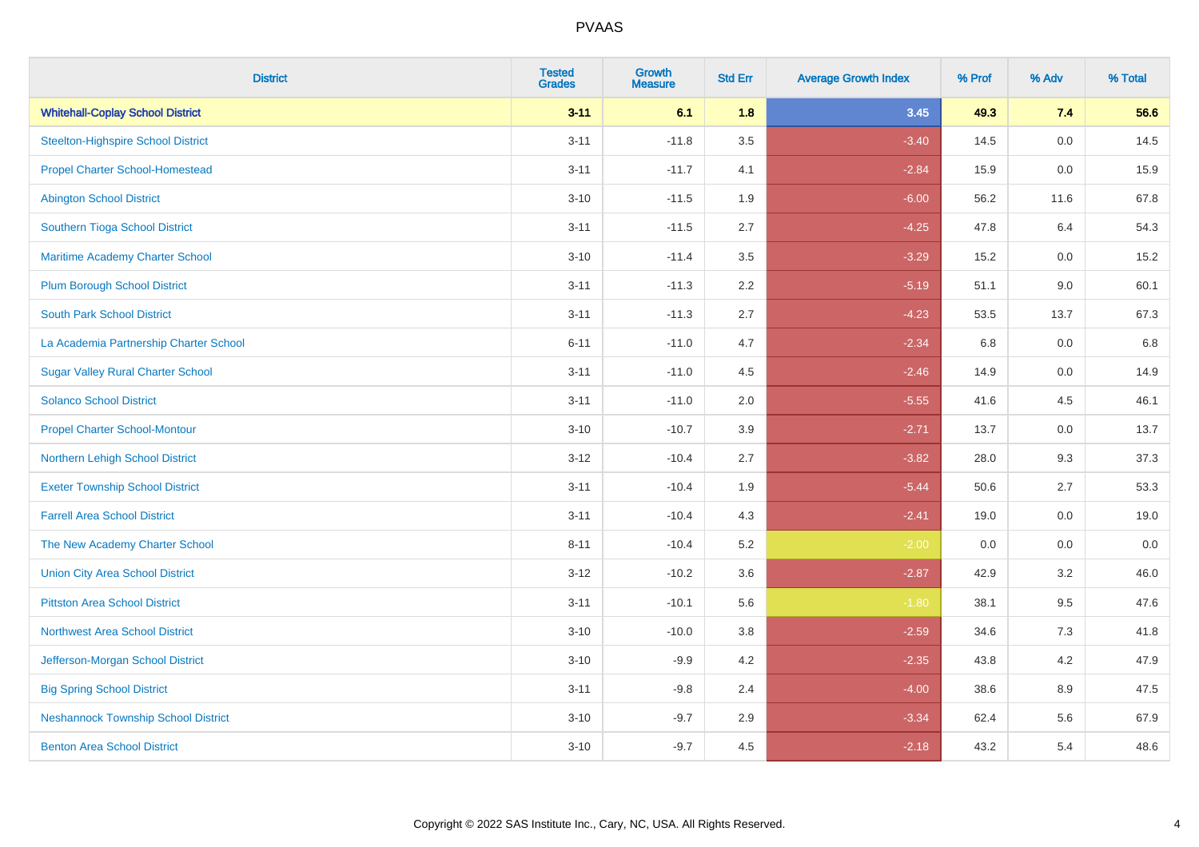# PVAAS

| District | Tested Grades | Growth Measure | Std Err | Average Growth Index | % Prof | % Adv | % Total |
|---|---|---|---|---|---|---|---|
| **Whitehall-Coplay School District** | **3-11** | **6.1** | **1.8** | **3.45** | **49.3** | **7.4** | **56.6** |
| Steelton-Highspire School District | 3-11 | -11.8 | 3.5 | -3.40 | 14.5 | 0.0 | 14.5 |
| Propel Charter School-Homestead | 3-11 | -11.7 | 4.1 | -2.84 | 15.9 | 0.0 | 15.9 |
| Abington School District | 3-10 | -11.5 | 1.9 | -6.00 | 56.2 | 11.6 | 67.8 |
| Southern Tioga School District | 3-11 | -11.5 | 2.7 | -4.25 | 47.8 | 6.4 | 54.3 |
| Maritime Academy Charter School | 3-10 | -11.4 | 3.5 | -3.29 | 15.2 | 0.0 | 15.2 |
| Plum Borough School District | 3-11 | -11.3 | 2.2 | -5.19 | 51.1 | 9.0 | 60.1 |
| South Park School District | 3-11 | -11.3 | 2.7 | -4.23 | 53.5 | 13.7 | 67.3 |
| La Academia Partnership Charter School | 6-11 | -11.0 | 4.7 | -2.34 | 6.8 | 0.0 | 6.8 |
| Sugar Valley Rural Charter School | 3-11 | -11.0 | 4.5 | -2.46 | 14.9 | 0.0 | 14.9 |
| Solanco School District | 3-11 | -11.0 | 2.0 | -5.55 | 41.6 | 4.5 | 46.1 |
| Propel Charter School-Montour | 3-10 | -10.7 | 3.9 | -2.71 | 13.7 | 0.0 | 13.7 |
| Northern Lehigh School District | 3-12 | -10.4 | 2.7 | -3.82 | 28.0 | 9.3 | 37.3 |
| Exeter Township School District | 3-11 | -10.4 | 1.9 | -5.44 | 50.6 | 2.7 | 53.3 |
| Farrell Area School District | 3-11 | -10.4 | 4.3 | -2.41 | 19.0 | 0.0 | 19.0 |
| The New Academy Charter School | 8-11 | -10.4 | 5.2 | -2.00 | 0.0 | 0.0 | 0.0 |
| Union City Area School District | 3-12 | -10.2 | 3.6 | -2.87 | 42.9 | 3.2 | 46.0 |
| Pittston Area School District | 3-11 | -10.1 | 5.6 | -1.80 | 38.1 | 9.5 | 47.6 |
| Northwest Area School District | 3-10 | -10.0 | 3.8 | -2.59 | 34.6 | 7.3 | 41.8 |
| Jefferson-Morgan School District | 3-10 | -9.9 | 4.2 | -2.35 | 43.8 | 4.2 | 47.9 |
| Big Spring School District | 3-11 | -9.8 | 2.4 | -4.00 | 38.6 | 8.9 | 47.5 |
| Neshannock Township School District | 3-10 | -9.7 | 2.9 | -3.34 | 62.4 | 5.6 | 67.9 |
| Benton Area School District | 3-10 | -9.7 | 4.5 | -2.18 | 43.2 | 5.4 | 48.6 |

Copyright © 2022 SAS Institute Inc., Cary, NC, USA. All Rights Reserved.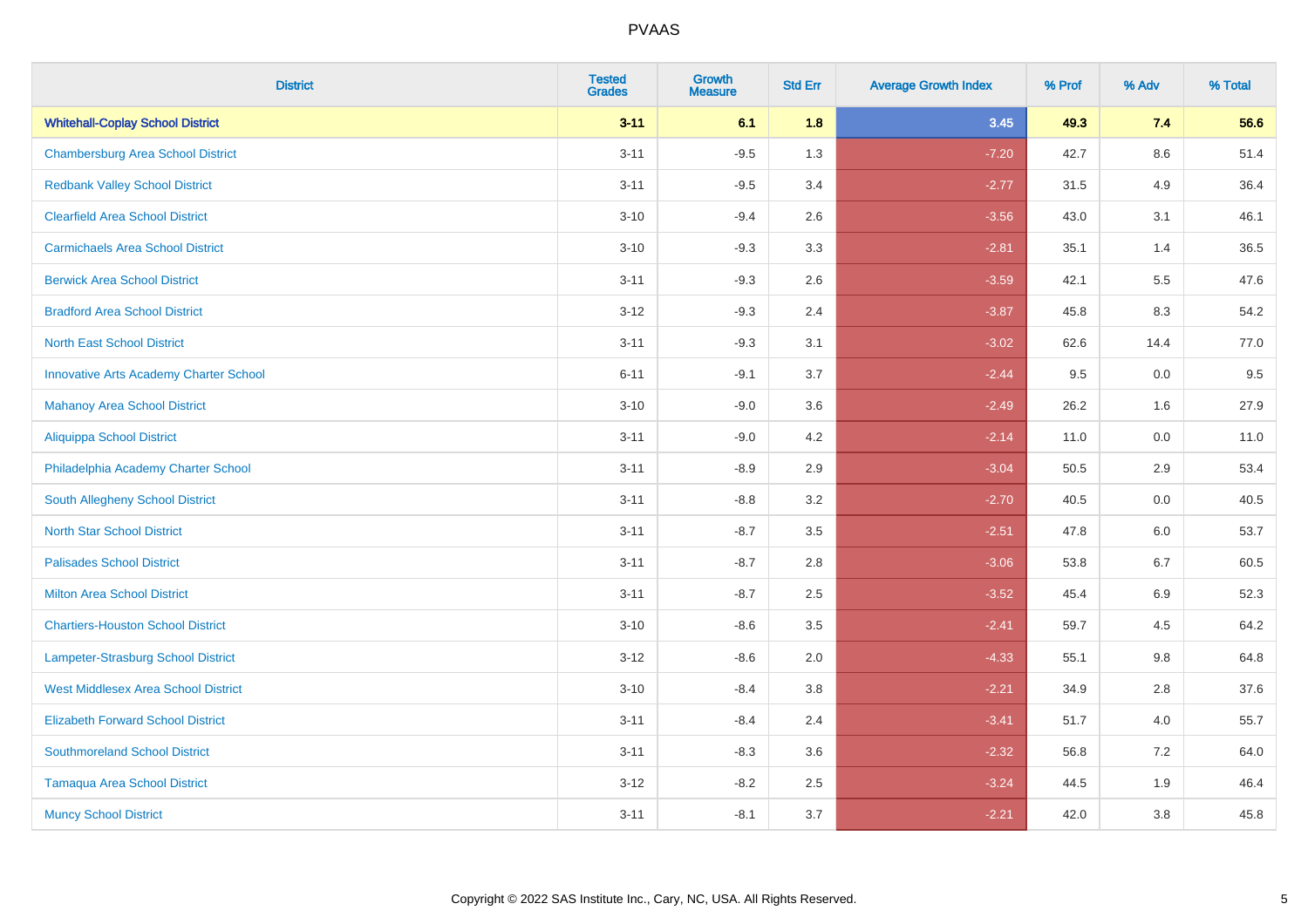# PVAAS

| District | Tested Grades | Growth Measure | Std Err | Average Growth Index | % Prof | % Adv | % Total |
|---|---|---|---|---|---|---|---|
| **Whitehall-Coplay School District** | **3-11** | **6.1** | **1.8** | **3.45** | **49.3** | **7.4** | **56.6** |
| Chambersburg Area School District | 3-11 | -9.5 | 1.3 | -7.20 | 42.7 | 8.6 | 51.4 |
| Redbank Valley School District | 3-11 | -9.5 | 3.4 | -2.77 | 31.5 | 4.9 | 36.4 |
| Clearfield Area School District | 3-10 | -9.4 | 2.6 | -3.56 | 43.0 | 3.1 | 46.1 |
| Carmichaels Area School District | 3-10 | -9.3 | 3.3 | -2.81 | 35.1 | 1.4 | 36.5 |
| Berwick Area School District | 3-11 | -9.3 | 2.6 | -3.59 | 42.1 | 5.5 | 47.6 |
| Bradford Area School District | 3-12 | -9.3 | 2.4 | -3.87 | 45.8 | 8.3 | 54.2 |
| North East School District | 3-11 | -9.3 | 3.1 | -3.02 | 62.6 | 14.4 | 77.0 |
| Innovative Arts Academy Charter School | 6-11 | -9.1 | 3.7 | -2.44 | 9.5 | 0.0 | 9.5 |
| Mahanoy Area School District | 3-10 | -9.0 | 3.6 | -2.49 | 26.2 | 1.6 | 27.9 |
| Aliquippa School District | 3-11 | -9.0 | 4.2 | -2.14 | 11.0 | 0.0 | 11.0 |
| Philadelphia Academy Charter School | 3-11 | -8.9 | 2.9 | -3.04 | 50.5 | 2.9 | 53.4 |
| South Allegheny School District | 3-11 | -8.8 | 3.2 | -2.70 | 40.5 | 0.0 | 40.5 |
| North Star School District | 3-11 | -8.7 | 3.5 | -2.51 | 47.8 | 6.0 | 53.7 |
| Palisades School District | 3-11 | -8.7 | 2.8 | -3.06 | 53.8 | 6.7 | 60.5 |
| Milton Area School District | 3-11 | -8.7 | 2.5 | -3.52 | 45.4 | 6.9 | 52.3 |
| Chartiers-Houston School District | 3-10 | -8.6 | 3.5 | -2.41 | 59.7 | 4.5 | 64.2 |
| Lampeter-Strasburg School District | 3-12 | -8.6 | 2.0 | -4.33 | 55.1 | 9.8 | 64.8 |
| West Middlesex Area School District | 3-10 | -8.4 | 3.8 | -2.21 | 34.9 | 2.8 | 37.6 |
| Elizabeth Forward School District | 3-11 | -8.4 | 2.4 | -3.41 | 51.7 | 4.0 | 55.7 |
| Southmoreland School District | 3-11 | -8.3 | 3.6 | -2.32 | 56.8 | 7.2 | 64.0 |
| Tamaqua Area School District | 3-12 | -8.2 | 2.5 | -3.24 | 44.5 | 1.9 | 46.4 |
| Muncy School District | 3-11 | -8.1 | 3.7 | -2.21 | 42.0 | 3.8 | 45.8 |

Copyright © 2022 SAS Institute Inc., Cary, NC, USA. All Rights Reserved.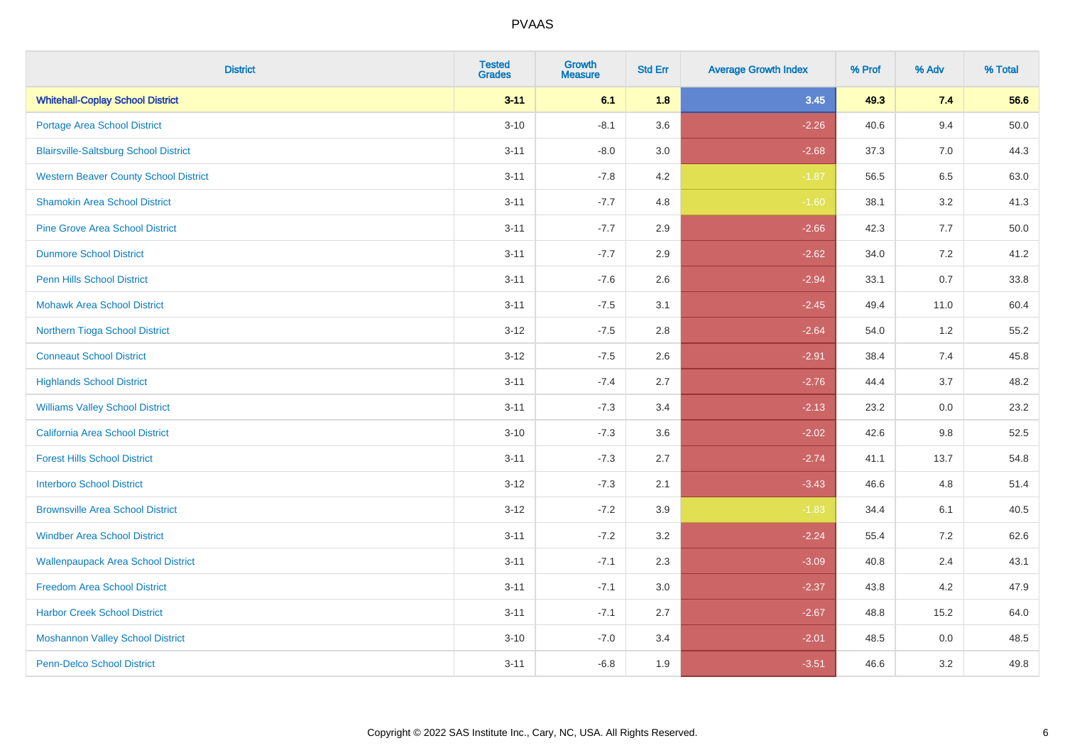PVAAS

| District | Tested Grades | Growth Measure | Std Err | Average Growth Index | % Prof | % Adv | % Total |
|---|---|---|---|---|---|---|---|
| **Whitehall-Coplay School District** | **3-11** | **6.1** | **1.8** | **3.45** | **49.3** | **7.4** | **56.6** |
| Portage Area School District | 3-10 | -8.1 | 3.6 | -2.26 | 40.6 | 9.4 | 50.0 |
| Blairsville-Saltsburg School District | 3-11 | -8.0 | 3.0 | -2.68 | 37.3 | 7.0 | 44.3 |
| Western Beaver County School District | 3-11 | -7.8 | 4.2 | -1.87 | 56.5 | 6.5 | 63.0 |
| Shamokin Area School District | 3-11 | -7.7 | 4.8 | -1.60 | 38.1 | 3.2 | 41.3 |
| Pine Grove Area School District | 3-11 | -7.7 | 2.9 | -2.66 | 42.3 | 7.7 | 50.0 |
| Dunmore School District | 3-11 | -7.7 | 2.9 | -2.62 | 34.0 | 7.2 | 41.2 |
| Penn Hills School District | 3-11 | -7.6 | 2.6 | -2.94 | 33.1 | 0.7 | 33.8 |
| Mohawk Area School District | 3-11 | -7.5 | 3.1 | -2.45 | 49.4 | 11.0 | 60.4 |
| Northern Tioga School District | 3-12 | -7.5 | 2.8 | -2.64 | 54.0 | 1.2 | 55.2 |
| Conneaut School District | 3-12 | -7.5 | 2.6 | -2.91 | 38.4 | 7.4 | 45.8 |
| Highlands School District | 3-11 | -7.4 | 2.7 | -2.76 | 44.4 | 3.7 | 48.2 |
| Williams Valley School District | 3-11 | -7.3 | 3.4 | -2.13 | 23.2 | 0.0 | 23.2 |
| California Area School District | 3-10 | -7.3 | 3.6 | -2.02 | 42.6 | 9.8 | 52.5 |
| Forest Hills School District | 3-11 | -7.3 | 2.7 | -2.74 | 41.1 | 13.7 | 54.8 |
| Interboro School District | 3-12 | -7.3 | 2.1 | -3.43 | 46.6 | 4.8 | 51.4 |
| Brownsville Area School District | 3-12 | -7.2 | 3.9 | -1.83 | 34.4 | 6.1 | 40.5 |
| Windber Area School District | 3-11 | -7.2 | 3.2 | -2.24 | 55.4 | 7.2 | 62.6 |
| Wallenpaupack Area School District | 3-11 | -7.1 | 2.3 | -3.09 | 40.8 | 2.4 | 43.1 |
| Freedom Area School District | 3-11 | -7.1 | 3.0 | -2.37 | 43.8 | 4.2 | 47.9 |
| Harbor Creek School District | 3-11 | -7.1 | 2.7 | -2.67 | 48.8 | 15.2 | 64.0 |
| Moshannon Valley School District | 3-10 | -7.0 | 3.4 | -2.01 | 48.5 | 0.0 | 48.5 |
| Penn-Delco School District | 3-11 | -6.8 | 1.9 | -3.51 | 46.6 | 3.2 | 49.8 |

Copyright © 2022 SAS Institute Inc., Cary, NC, USA. All Rights Reserved.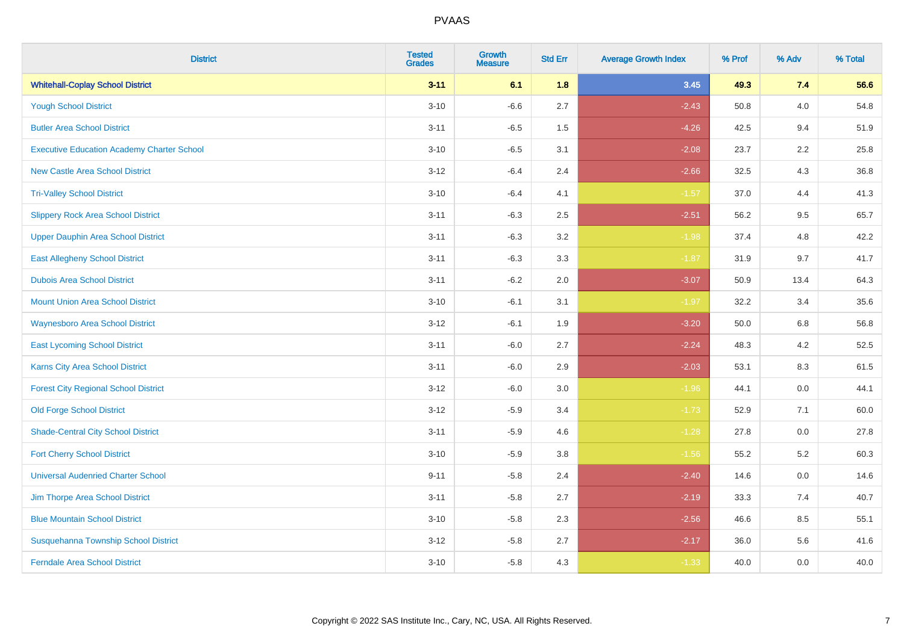# PVAAS

| District | Tested Grades | Growth Measure | Std Err | Average Growth Index | % Prof | % Adv | % Total |
|---|---|---|---|---|---|---|---|
| **Whitehall-Coplay School District** | **3-11** | **6.1** | **1.8** | **3.45** | **49.3** | **7.4** | **56.6** |
| Yough School District | 3-10 | -6.6 | 2.7 | -2.43 | 50.8 | 4.0 | 54.8 |
| Butler Area School District | 3-11 | -6.5 | 1.5 | -4.26 | 42.5 | 9.4 | 51.9 |
| Executive Education Academy Charter School | 3-10 | -6.5 | 3.1 | -2.08 | 23.7 | 2.2 | 25.8 |
| New Castle Area School District | 3-12 | -6.4 | 2.4 | -2.66 | 32.5 | 4.3 | 36.8 |
| Tri-Valley School District | 3-10 | -6.4 | 4.1 | -1.57 | 37.0 | 4.4 | 41.3 |
| Slippery Rock Area School District | 3-11 | -6.3 | 2.5 | -2.51 | 56.2 | 9.5 | 65.7 |
| Upper Dauphin Area School District | 3-11 | -6.3 | 3.2 | -1.98 | 37.4 | 4.8 | 42.2 |
| East Allegheny School District | 3-11 | -6.3 | 3.3 | -1.87 | 31.9 | 9.7 | 41.7 |
| Dubois Area School District | 3-11 | -6.2 | 2.0 | -3.07 | 50.9 | 13.4 | 64.3 |
| Mount Union Area School District | 3-10 | -6.1 | 3.1 | -1.97 | 32.2 | 3.4 | 35.6 |
| Waynesboro Area School District | 3-12 | -6.1 | 1.9 | -3.20 | 50.0 | 6.8 | 56.8 |
| East Lycoming School District | 3-11 | -6.0 | 2.7 | -2.24 | 48.3 | 4.2 | 52.5 |
| Karns City Area School District | 3-11 | -6.0 | 2.9 | -2.03 | 53.1 | 8.3 | 61.5 |
| Forest City Regional School District | 3-12 | -6.0 | 3.0 | -1.96 | 44.1 | 0.0 | 44.1 |
| Old Forge School District | 3-12 | -5.9 | 3.4 | -1.73 | 52.9 | 7.1 | 60.0 |
| Shade-Central City School District | 3-11 | -5.9 | 4.6 | -1.28 | 27.8 | 0.0 | 27.8 |
| Fort Cherry School District | 3-10 | -5.9 | 3.8 | -1.56 | 55.2 | 5.2 | 60.3 |
| Universal Audenried Charter School | 9-11 | -5.8 | 2.4 | -2.40 | 14.6 | 0.0 | 14.6 |
| Jim Thorpe Area School District | 3-11 | -5.8 | 2.7 | -2.19 | 33.3 | 7.4 | 40.7 |
| Blue Mountain School District | 3-10 | -5.8 | 2.3 | -2.56 | 46.6 | 8.5 | 55.1 |
| Susquehanna Township School District | 3-12 | -5.8 | 2.7 | -2.17 | 36.0 | 5.6 | 41.6 |
| Ferndale Area School District | 3-10 | -5.8 | 4.3 | -1.33 | 40.0 | 0.0 | 40.0 |

Copyright © 2022 SAS Institute Inc., Cary, NC, USA. All Rights Reserved.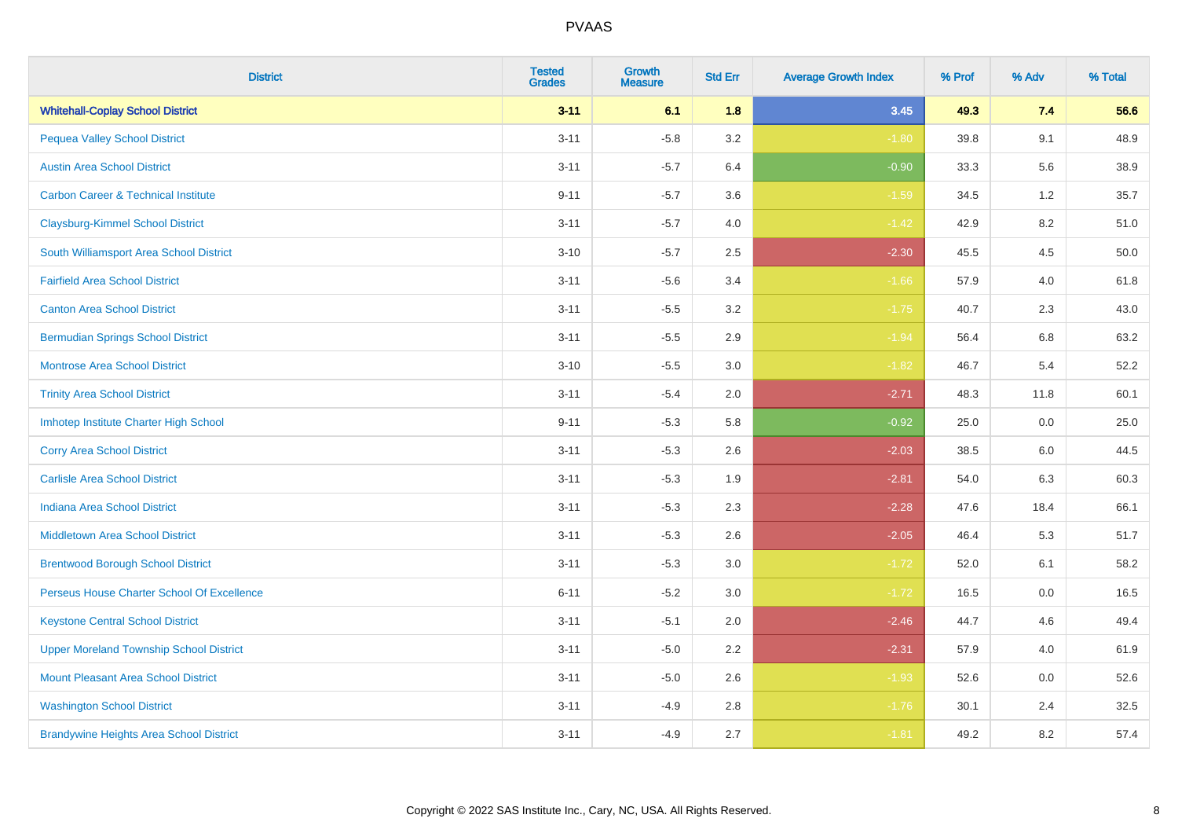# PVAAS

| District | Tested Grades | Growth Measure | Std Err | Average Growth Index | % Prof | % Adv | % Total |
|---|---|---|---|---|---|---|---|
| **Whitehall-Coplay School District** | **3-11** | **6.1** | **1.8** | **3.45** | **49.3** | **7.4** | **56.6** |
| Pequea Valley School District | 3-11 | -5.8 | 3.2 | -1.80 | 39.8 | 9.1 | 48.9 |
| Austin Area School District | 3-11 | -5.7 | 6.4 | -0.90 | 33.3 | 5.6 | 38.9 |
| Carbon Career & Technical Institute | 9-11 | -5.7 | 3.6 | -1.59 | 34.5 | 1.2 | 35.7 |
| Claysburg-Kimmel School District | 3-11 | -5.7 | 4.0 | -1.42 | 42.9 | 8.2 | 51.0 |
| South Williamsport Area School District | 3-10 | -5.7 | 2.5 | -2.30 | 45.5 | 4.5 | 50.0 |
| Fairfield Area School District | 3-11 | -5.6 | 3.4 | -1.66 | 57.9 | 4.0 | 61.8 |
| Canton Area School District | 3-11 | -5.5 | 3.2 | -1.75 | 40.7 | 2.3 | 43.0 |
| Bermudian Springs School District | 3-11 | -5.5 | 2.9 | -1.94 | 56.4 | 6.8 | 63.2 |
| Montrose Area School District | 3-10 | -5.5 | 3.0 | -1.82 | 46.7 | 5.4 | 52.2 |
| Trinity Area School District | 3-11 | -5.4 | 2.0 | -2.71 | 48.3 | 11.8 | 60.1 |
| Imhotep Institute Charter High School | 9-11 | -5.3 | 5.8 | -0.92 | 25.0 | 0.0 | 25.0 |
| Corry Area School District | 3-11 | -5.3 | 2.6 | -2.03 | 38.5 | 6.0 | 44.5 |
| Carlisle Area School District | 3-11 | -5.3 | 1.9 | -2.81 | 54.0 | 6.3 | 60.3 |
| Indiana Area School District | 3-11 | -5.3 | 2.3 | -2.28 | 47.6 | 18.4 | 66.1 |
| Middletown Area School District | 3-11 | -5.3 | 2.6 | -2.05 | 46.4 | 5.3 | 51.7 |
| Brentwood Borough School District | 3-11 | -5.3 | 3.0 | -1.72 | 52.0 | 6.1 | 58.2 |
| Perseus House Charter School Of Excellence | 6-11 | -5.2 | 3.0 | -1.72 | 16.5 | 0.0 | 16.5 |
| Keystone Central School District | 3-11 | -5.1 | 2.0 | -2.46 | 44.7 | 4.6 | 49.4 |
| Upper Moreland Township School District | 3-11 | -5.0 | 2.2 | -2.31 | 57.9 | 4.0 | 61.9 |
| Mount Pleasant Area School District | 3-11 | -5.0 | 2.6 | -1.93 | 52.6 | 0.0 | 52.6 |
| Washington School District | 3-11 | -4.9 | 2.8 | -1.76 | 30.1 | 2.4 | 32.5 |
| Brandywine Heights Area School District | 3-11 | -4.9 | 2.7 | -1.81 | 49.2 | 8.2 | 57.4 |

Copyright © 2022 SAS Institute Inc., Cary, NC, USA. All Rights Reserved.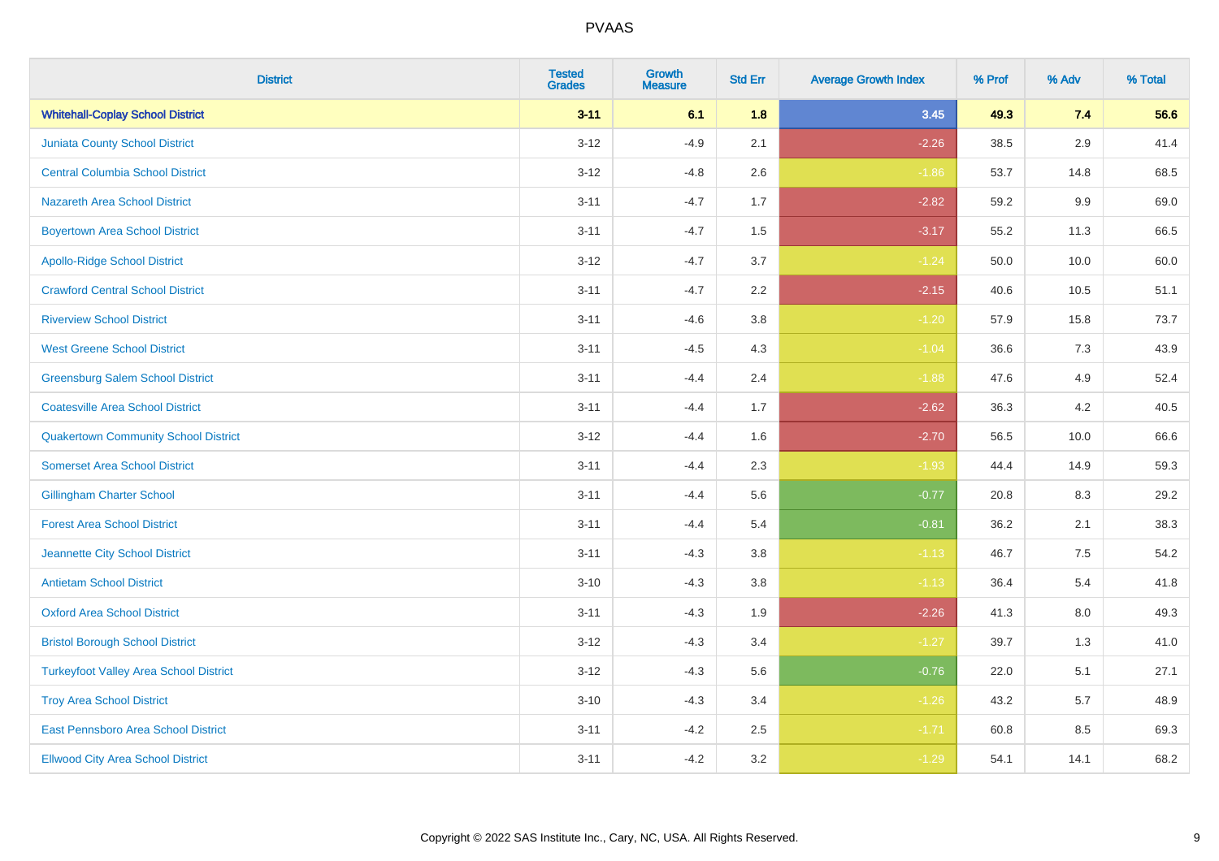| District | Tested Grades | Growth Measure | Std Err | Average Growth Index | % Prof | % Adv | % Total |
|---|---|---|---|---|---|---|---|
| **Whitehall-Coplay School District** | **3-11** | **6.1** | **1.8** | **3.45** | **49.3** | **7.4** | **56.6** |
| Juniata County School District | 3-12 | -4.9 | 2.1 | -2.26 | 38.5 | 2.9 | 41.4 |
| Central Columbia School District | 3-12 | -4.8 | 2.6 | -1.86 | 53.7 | 14.8 | 68.5 |
| Nazareth Area School District | 3-11 | -4.7 | 1.7 | -2.82 | 59.2 | 9.9 | 69.0 |
| Boyertown Area School District | 3-11 | -4.7 | 1.5 | -3.17 | 55.2 | 11.3 | 66.5 |
| Apollo-Ridge School District | 3-12 | -4.7 | 3.7 | -1.24 | 50.0 | 10.0 | 60.0 |
| Crawford Central School District | 3-11 | -4.7 | 2.2 | -2.15 | 40.6 | 10.5 | 51.1 |
| Riverview School District | 3-11 | -4.6 | 3.8 | -1.20 | 57.9 | 15.8 | 73.7 |
| West Greene School District | 3-11 | -4.5 | 4.3 | -1.04 | 36.6 | 7.3 | 43.9 |
| Greensburg Salem School District | 3-11 | -4.4 | 2.4 | -1.88 | 47.6 | 4.9 | 52.4 |
| Coatesville Area School District | 3-11 | -4.4 | 1.7 | -2.62 | 36.3 | 4.2 | 40.5 |
| Quakertown Community School District | 3-12 | -4.4 | 1.6 | -2.70 | 56.5 | 10.0 | 66.6 |
| Somerset Area School District | 3-11 | -4.4 | 2.3 | -1.93 | 44.4 | 14.9 | 59.3 |
| Gillingham Charter School | 3-11 | -4.4 | 5.6 | -0.77 | 20.8 | 8.3 | 29.2 |
| Forest Area School District | 3-11 | -4.4 | 5.4 | -0.81 | 36.2 | 2.1 | 38.3 |
| Jeannette City School District | 3-11 | -4.3 | 3.8 | -1.13 | 46.7 | 7.5 | 54.2 |
| Antietam School District | 3-10 | -4.3 | 3.8 | -1.13 | 36.4 | 5.4 | 41.8 |
| Oxford Area School District | 3-11 | -4.3 | 1.9 | -2.26 | 41.3 | 8.0 | 49.3 |
| Bristol Borough School District | 3-12 | -4.3 | 3.4 | -1.27 | 39.7 | 1.3 | 41.0 |
| Turkeyfoot Valley Area School District | 3-12 | -4.3 | 5.6 | -0.76 | 22.0 | 5.1 | 27.1 |
| Troy Area School District | 3-10 | -4.3 | 3.4 | -1.26 | 43.2 | 5.7 | 48.9 |
| East Pennsboro Area School District | 3-11 | -4.2 | 2.5 | -1.71 | 60.8 | 8.5 | 69.3 |
| Ellwood City Area School District | 3-11 | -4.2 | 3.2 | -1.29 | 54.1 | 14.1 | 68.2 |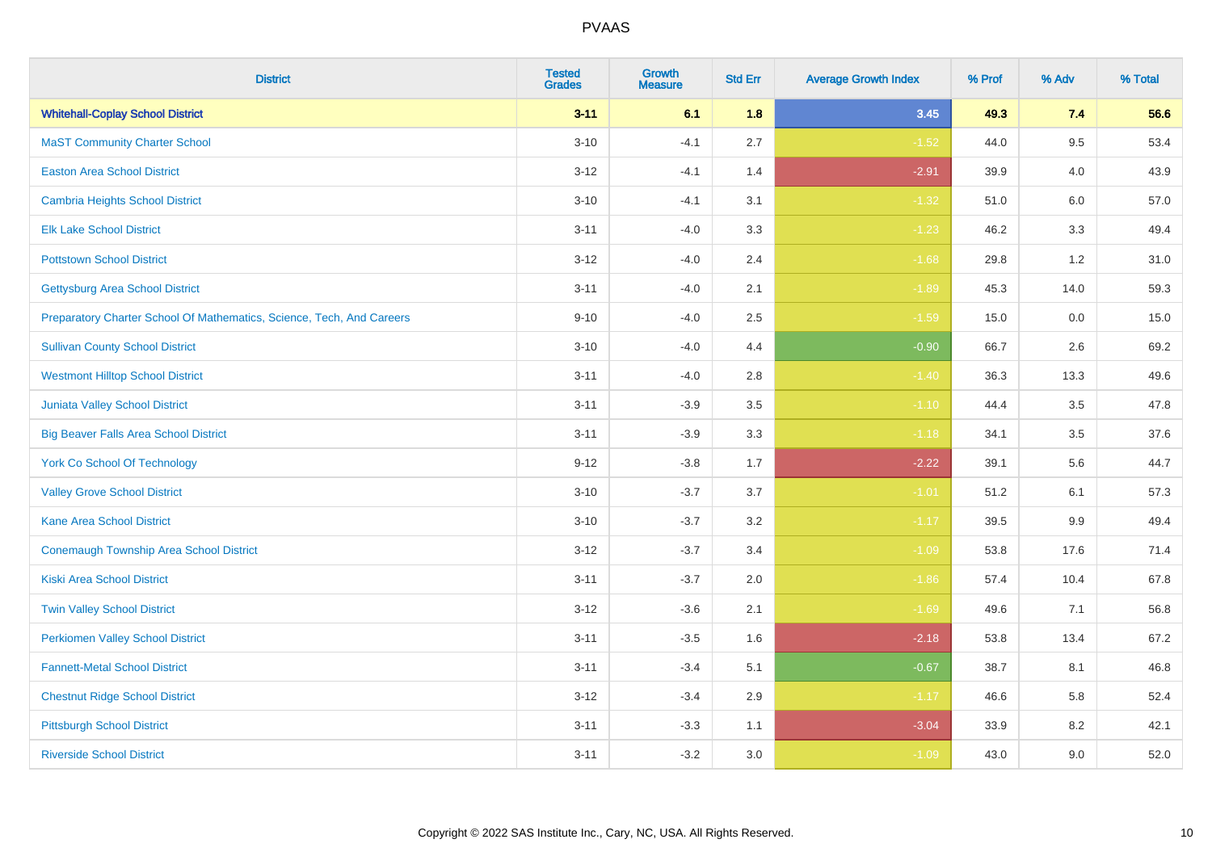# PVAAS

| District | Tested Grades | Growth Measure | Std Err | Average Growth Index | % Prof | % Adv | % Total |
|---|---|---|---|---|---|---|---|
| **Whitehall-Coplay School District** | **3-11** | **6.1** | **1.8** | **3.45** | **49.3** | **7.4** | **56.6** |
| MaST Community Charter School | 3-10 | -4.1 | 2.7 | -1.52 | 44.0 | 9.5 | 53.4 |
| Easton Area School District | 3-12 | -4.1 | 1.4 | -2.91 | 39.9 | 4.0 | 43.9 |
| Cambria Heights School District | 3-10 | -4.1 | 3.1 | -1.32 | 51.0 | 6.0 | 57.0 |
| Elk Lake School District | 3-11 | -4.0 | 3.3 | -1.23 | 46.2 | 3.3 | 49.4 |
| Pottstown School District | 3-12 | -4.0 | 2.4 | -1.68 | 29.8 | 1.2 | 31.0 |
| Gettysburg Area School District | 3-11 | -4.0 | 2.1 | -1.89 | 45.3 | 14.0 | 59.3 |
| Preparatory Charter School Of Mathematics, Science, Tech, And Careers | 9-10 | -4.0 | 2.5 | -1.59 | 15.0 | 0.0 | 15.0 |
| Sullivan County School District | 3-10 | -4.0 | 4.4 | -0.90 | 66.7 | 2.6 | 69.2 |
| Westmont Hilltop School District | 3-11 | -4.0 | 2.8 | -1.40 | 36.3 | 13.3 | 49.6 |
| Juniata Valley School District | 3-11 | -3.9 | 3.5 | -1.10 | 44.4 | 3.5 | 47.8 |
| Big Beaver Falls Area School District | 3-11 | -3.9 | 3.3 | -1.18 | 34.1 | 3.5 | 37.6 |
| York Co School Of Technology | 9-12 | -3.8 | 1.7 | -2.22 | 39.1 | 5.6 | 44.7 |
| Valley Grove School District | 3-10 | -3.7 | 3.7 | -1.01 | 51.2 | 6.1 | 57.3 |
| Kane Area School District | 3-10 | -3.7 | 3.2 | -1.17 | 39.5 | 9.9 | 49.4 |
| Conemaugh Township Area School District | 3-12 | -3.7 | 3.4 | -1.09 | 53.8 | 17.6 | 71.4 |
| Kiski Area School District | 3-11 | -3.7 | 2.0 | -1.86 | 57.4 | 10.4 | 67.8 |
| Twin Valley School District | 3-12 | -3.6 | 2.1 | -1.69 | 49.6 | 7.1 | 56.8 |
| Perkiomen Valley School District | 3-11 | -3.5 | 1.6 | -2.18 | 53.8 | 13.4 | 67.2 |
| Fannett-Metal School District | 3-11 | -3.4 | 5.1 | -0.67 | 38.7 | 8.1 | 46.8 |
| Chestnut Ridge School District | 3-12 | -3.4 | 2.9 | -1.17 | 46.6 | 5.8 | 52.4 |
| Pittsburgh School District | 3-11 | -3.3 | 1.1 | -3.04 | 33.9 | 8.2 | 42.1 |
| Riverside School District | 3-11 | -3.2 | 3.0 | -1.09 | 43.0 | 9.0 | 52.0 |

Copyright © 2022 SAS Institute Inc., Cary, NC, USA. All Rights Reserved.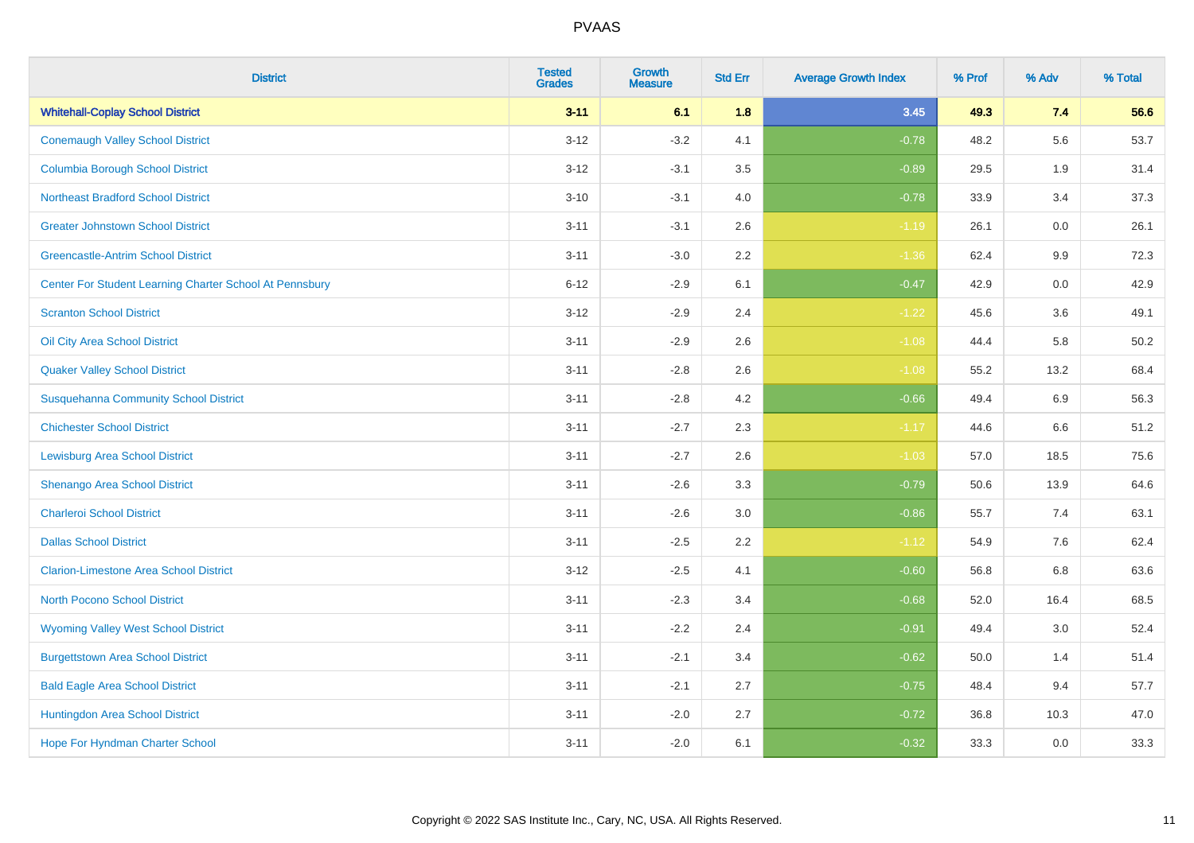# PVAAS

| District | Tested Grades | Growth Measure | Std Err | Average Growth Index | % Prof | % Adv | % Total |
|---|---|---|---|---|---|---|---|
| **Whitehall-Coplay School District** | **3-11** | **6.1** | **1.8** | **3.45** | **49.3** | **7.4** | **56.6** |
| Conemaugh Valley School District | 3-12 | -3.2 | 4.1 | -0.78 | 48.2 | 5.6 | 53.7 |
| Columbia Borough School District | 3-12 | -3.1 | 3.5 | -0.89 | 29.5 | 1.9 | 31.4 |
| Northeast Bradford School District | 3-10 | -3.1 | 4.0 | -0.78 | 33.9 | 3.4 | 37.3 |
| Greater Johnstown School District | 3-11 | -3.1 | 2.6 | -1.19 | 26.1 | 0.0 | 26.1 |
| Greencastle-Antrim School District | 3-11 | -3.0 | 2.2 | -1.36 | 62.4 | 9.9 | 72.3 |
| Center For Student Learning Charter School At Pennsbury | 6-12 | -2.9 | 6.1 | -0.47 | 42.9 | 0.0 | 42.9 |
| Scranton School District | 3-12 | -2.9 | 2.4 | -1.22 | 45.6 | 3.6 | 49.1 |
| Oil City Area School District | 3-11 | -2.9 | 2.6 | -1.08 | 44.4 | 5.8 | 50.2 |
| Quaker Valley School District | 3-11 | -2.8 | 2.6 | -1.08 | 55.2 | 13.2 | 68.4 |
| Susquehanna Community School District | 3-11 | -2.8 | 4.2 | -0.66 | 49.4 | 6.9 | 56.3 |
| Chichester School District | 3-11 | -2.7 | 2.3 | -1.17 | 44.6 | 6.6 | 51.2 |
| Lewisburg Area School District | 3-11 | -2.7 | 2.6 | -1.03 | 57.0 | 18.5 | 75.6 |
| Shenango Area School District | 3-11 | -2.6 | 3.3 | -0.79 | 50.6 | 13.9 | 64.6 |
| Charleroi School District | 3-11 | -2.6 | 3.0 | -0.86 | 55.7 | 7.4 | 63.1 |
| Dallas School District | 3-11 | -2.5 | 2.2 | -1.12 | 54.9 | 7.6 | 62.4 |
| Clarion-Limestone Area School District | 3-12 | -2.5 | 4.1 | -0.60 | 56.8 | 6.8 | 63.6 |
| North Pocono School District | 3-11 | -2.3 | 3.4 | -0.68 | 52.0 | 16.4 | 68.5 |
| Wyoming Valley West School District | 3-11 | -2.2 | 2.4 | -0.91 | 49.4 | 3.0 | 52.4 |
| Burgettstown Area School District | 3-11 | -2.1 | 3.4 | -0.62 | 50.0 | 1.4 | 51.4 |
| Bald Eagle Area School District | 3-11 | -2.1 | 2.7 | -0.75 | 48.4 | 9.4 | 57.7 |
| Huntingdon Area School District | 3-11 | -2.0 | 2.7 | -0.72 | 36.8 | 10.3 | 47.0 |
| Hope For Hyndman Charter School | 3-11 | -2.0 | 6.1 | -0.32 | 33.3 | 0.0 | 33.3 |

Copyright © 2022 SAS Institute Inc., Cary, NC, USA. All Rights Reserved.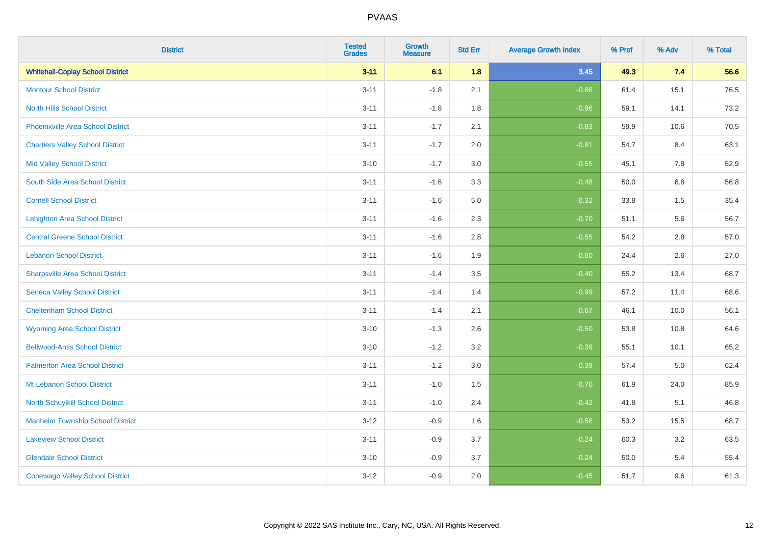# PVAAS

| District | Tested Grades | Growth Measure | Std Err | Average Growth Index | % Prof | % Adv | % Total |
|---|---|---|---|---|---|---|---|
| **Whitehall-Coplay School District** | **3-11** | **6.1** | **1.8** | **3.45** | **49.3** | **7.4** | **56.6** |
| Montour School District | 3-11 | -1.8 | 2.1 | -0.88 | 61.4 | 15.1 | 76.5 |
| North Hills School District | 3-11 | -1.8 | 1.8 | -0.96 | 59.1 | 14.1 | 73.2 |
| Phoenixville Area School District | 3-11 | -1.7 | 2.1 | -0.83 | 59.9 | 10.6 | 70.5 |
| Chartiers Valley School District | 3-11 | -1.7 | 2.0 | -0.81 | 54.7 | 8.4 | 63.1 |
| Mid Valley School District | 3-10 | -1.7 | 3.0 | -0.55 | 45.1 | 7.8 | 52.9 |
| South Side Area School District | 3-11 | -1.6 | 3.3 | -0.48 | 50.0 | 6.8 | 56.8 |
| Cornell School District | 3-11 | -1.6 | 5.0 | -0.32 | 33.8 | 1.5 | 35.4 |
| Lehighton Area School District | 3-11 | -1.6 | 2.3 | -0.70 | 51.1 | 5.6 | 56.7 |
| Central Greene School District | 3-11 | -1.6 | 2.8 | -0.55 | 54.2 | 2.8 | 57.0 |
| Lebanon School District | 3-11 | -1.6 | 1.9 | -0.80 | 24.4 | 2.6 | 27.0 |
| Sharpsville Area School District | 3-11 | -1.4 | 3.5 | -0.40 | 55.2 | 13.4 | 68.7 |
| Seneca Valley School District | 3-11 | -1.4 | 1.4 | -0.99 | 57.2 | 11.4 | 68.6 |
| Cheltenham School District | 3-11 | -1.4 | 2.1 | -0.67 | 46.1 | 10.0 | 56.1 |
| Wyoming Area School District | 3-10 | -1.3 | 2.6 | -0.50 | 53.8 | 10.8 | 64.6 |
| Bellwood-Antis School District | 3-10 | -1.2 | 3.2 | -0.39 | 55.1 | 10.1 | 65.2 |
| Palmerton Area School District | 3-11 | -1.2 | 3.0 | -0.39 | 57.4 | 5.0 | 62.4 |
| Mt Lebanon School District | 3-11 | -1.0 | 1.5 | -0.70 | 61.9 | 24.0 | 85.9 |
| North Schuylkill School District | 3-11 | -1.0 | 2.4 | -0.42 | 41.8 | 5.1 | 46.8 |
| Manheim Township School District | 3-12 | -0.9 | 1.6 | -0.58 | 53.2 | 15.5 | 68.7 |
| Lakeview School District | 3-11 | -0.9 | 3.7 | -0.24 | 60.3 | 3.2 | 63.5 |
| Glendale School District | 3-10 | -0.9 | 3.7 | -0.24 | 50.0 | 5.4 | 55.4 |
| Conewago Valley School District | 3-12 | -0.9 | 2.0 | -0.45 | 51.7 | 9.6 | 61.3 |

Copyright © 2022 SAS Institute Inc., Cary, NC, USA. All Rights Reserved.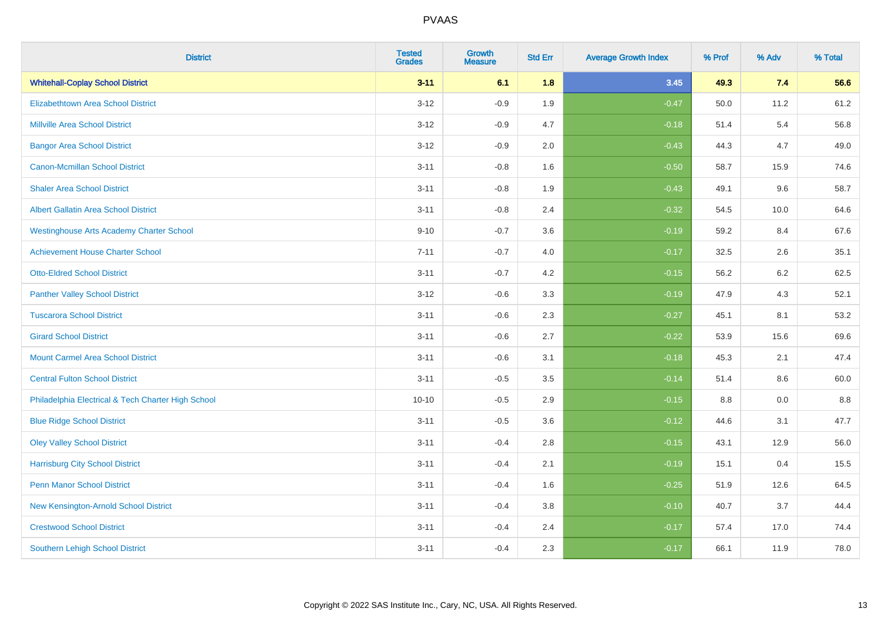# PVAAS

| District | Tested Grades | Growth Measure | Std Err | Average Growth Index | % Prof | % Adv | % Total |
|---|---|---|---|---|---|---|---|
| **Whitehall-Coplay School District** | **3-11** | **6.1** | **1.8** | **3.45** | **49.3** | **7.4** | **56.6** |
| Elizabethtown Area School District | 3-12 | -0.9 | 1.9 | -0.47 | 50.0 | 11.2 | 61.2 |
| Millville Area School District | 3-12 | -0.9 | 4.7 | -0.18 | 51.4 | 5.4 | 56.8 |
| Bangor Area School District | 3-12 | -0.9 | 2.0 | -0.43 | 44.3 | 4.7 | 49.0 |
| Canon-Mcmillan School District | 3-11 | -0.8 | 1.6 | -0.50 | 58.7 | 15.9 | 74.6 |
| Shaler Area School District | 3-11 | -0.8 | 1.9 | -0.43 | 49.1 | 9.6 | 58.7 |
| Albert Gallatin Area School District | 3-11 | -0.8 | 2.4 | -0.32 | 54.5 | 10.0 | 64.6 |
| Westinghouse Arts Academy Charter School | 9-10 | -0.7 | 3.6 | -0.19 | 59.2 | 8.4 | 67.6 |
| Achievement House Charter School | 7-11 | -0.7 | 4.0 | -0.17 | 32.5 | 2.6 | 35.1 |
| Otto-Eldred School District | 3-11 | -0.7 | 4.2 | -0.15 | 56.2 | 6.2 | 62.5 |
| Panther Valley School District | 3-12 | -0.6 | 3.3 | -0.19 | 47.9 | 4.3 | 52.1 |
| Tuscarora School District | 3-11 | -0.6 | 2.3 | -0.27 | 45.1 | 8.1 | 53.2 |
| Girard School District | 3-11 | -0.6 | 2.7 | -0.22 | 53.9 | 15.6 | 69.6 |
| Mount Carmel Area School District | 3-11 | -0.6 | 3.1 | -0.18 | 45.3 | 2.1 | 47.4 |
| Central Fulton School District | 3-11 | -0.5 | 3.5 | -0.14 | 51.4 | 8.6 | 60.0 |
| Philadelphia Electrical & Tech Charter High School | 10-10 | -0.5 | 2.9 | -0.15 | 8.8 | 0.0 | 8.8 |
| Blue Ridge School District | 3-11 | -0.5 | 3.6 | -0.12 | 44.6 | 3.1 | 47.7 |
| Oley Valley School District | 3-11 | -0.4 | 2.8 | -0.15 | 43.1 | 12.9 | 56.0 |
| Harrisburg City School District | 3-11 | -0.4 | 2.1 | -0.19 | 15.1 | 0.4 | 15.5 |
| Penn Manor School District | 3-11 | -0.4 | 1.6 | -0.25 | 51.9 | 12.6 | 64.5 |
| New Kensington-Arnold School District | 3-11 | -0.4 | 3.8 | -0.10 | 40.7 | 3.7 | 44.4 |
| Crestwood School District | 3-11 | -0.4 | 2.4 | -0.17 | 57.4 | 17.0 | 74.4 |
| Southern Lehigh School District | 3-11 | -0.4 | 2.3 | -0.17 | 66.1 | 11.9 | 78.0 |

Copyright © 2022 SAS Institute Inc., Cary, NC, USA. All Rights Reserved.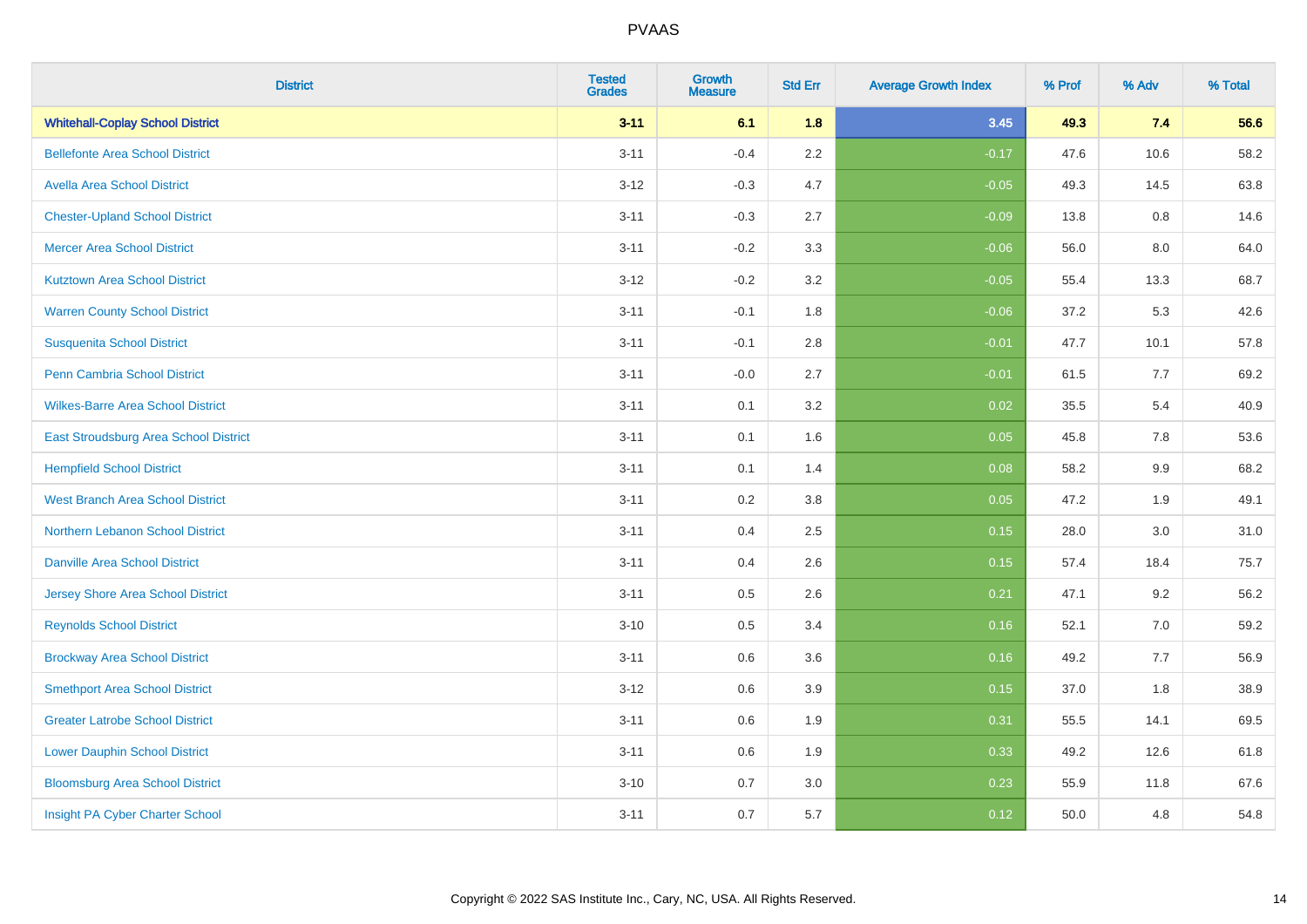# PVAAS

| District | Tested Grades | Growth Measure | Std Err | Average Growth Index | % Prof | % Adv | % Total |
|---|---|---|---|---|---|---|---|
| **Whitehall-Coplay School District** | **3-11** | **6.1** | **1.8** | **3.45** | **49.3** | **7.4** | **56.6** |
| Bellefonte Area School District | 3-11 | -0.4 | 2.2 | -0.17 | 47.6 | 10.6 | 58.2 |
| Avella Area School District | 3-12 | -0.3 | 4.7 | -0.05 | 49.3 | 14.5 | 63.8 |
| Chester-Upland School District | 3-11 | -0.3 | 2.7 | -0.09 | 13.8 | 0.8 | 14.6 |
| Mercer Area School District | 3-11 | -0.2 | 3.3 | -0.06 | 56.0 | 8.0 | 64.0 |
| Kutztown Area School District | 3-12 | -0.2 | 3.2 | -0.05 | 55.4 | 13.3 | 68.7 |
| Warren County School District | 3-11 | -0.1 | 1.8 | -0.06 | 37.2 | 5.3 | 42.6 |
| Susquenita School District | 3-11 | -0.1 | 2.8 | -0.01 | 47.7 | 10.1 | 57.8 |
| Penn Cambria School District | 3-11 | -0.0 | 2.7 | -0.01 | 61.5 | 7.7 | 69.2 |
| Wilkes-Barre Area School District | 3-11 | 0.1 | 3.2 | 0.02 | 35.5 | 5.4 | 40.9 |
| East Stroudsburg Area School District | 3-11 | 0.1 | 1.6 | 0.05 | 45.8 | 7.8 | 53.6 |
| Hempfield School District | 3-11 | 0.1 | 1.4 | 0.08 | 58.2 | 9.9 | 68.2 |
| West Branch Area School District | 3-11 | 0.2 | 3.8 | 0.05 | 47.2 | 1.9 | 49.1 |
| Northern Lebanon School District | 3-11 | 0.4 | 2.5 | 0.15 | 28.0 | 3.0 | 31.0 |
| Danville Area School District | 3-11 | 0.4 | 2.6 | 0.15 | 57.4 | 18.4 | 75.7 |
| Jersey Shore Area School District | 3-11 | 0.5 | 2.6 | 0.21 | 47.1 | 9.2 | 56.2 |
| Reynolds School District | 3-10 | 0.5 | 3.4 | 0.16 | 52.1 | 7.0 | 59.2 |
| Brockway Area School District | 3-11 | 0.6 | 3.6 | 0.16 | 49.2 | 7.7 | 56.9 |
| Smethport Area School District | 3-12 | 0.6 | 3.9 | 0.15 | 37.0 | 1.8 | 38.9 |
| Greater Latrobe School District | 3-11 | 0.6 | 1.9 | 0.31 | 55.5 | 14.1 | 69.5 |
| Lower Dauphin School District | 3-11 | 0.6 | 1.9 | 0.33 | 49.2 | 12.6 | 61.8 |
| Bloomsburg Area School District | 3-10 | 0.7 | 3.0 | 0.23 | 55.9 | 11.8 | 67.6 |
| Insight PA Cyber Charter School | 3-11 | 0.7 | 5.7 | 0.12 | 50.0 | 4.8 | 54.8 |

Copyright © 2022 SAS Institute Inc., Cary, NC, USA. All Rights Reserved.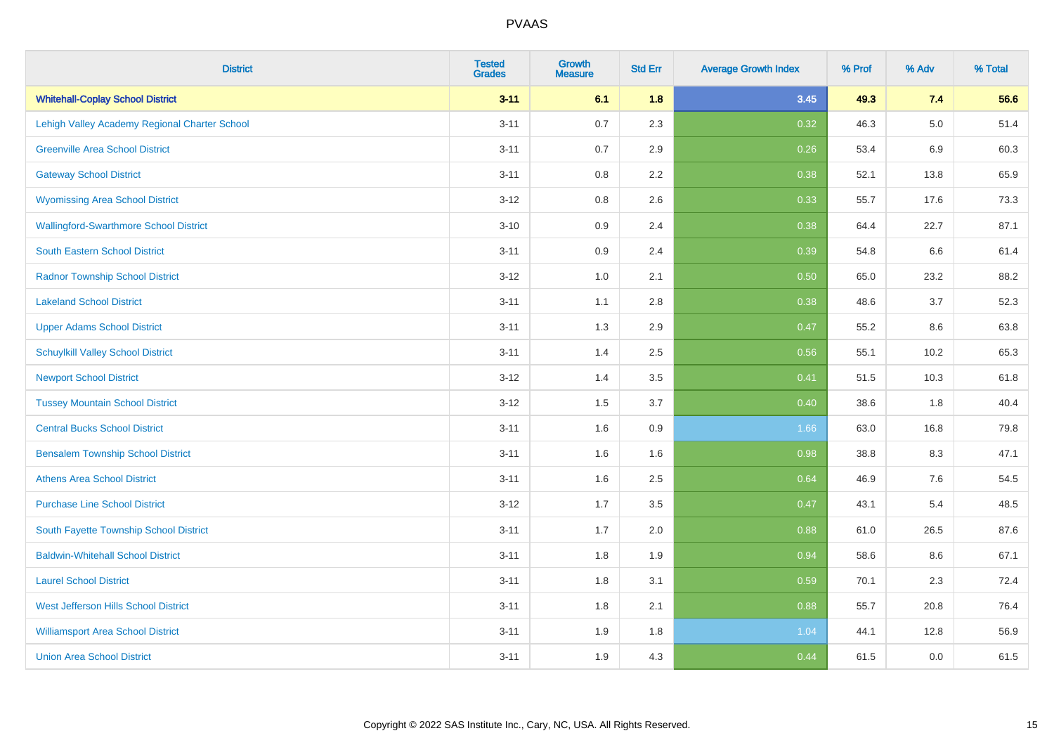| District | Tested Grades | Growth Measure | Std Err | Average Growth Index | % Prof | % Adv | % Total |
|---|---|---|---|---|---|---|---|
| **Whitehall-Coplay School District** | **3-11** | **6.1** | **1.8** | **3.45** | **49.3** | **7.4** | **56.6** |
| Lehigh Valley Academy Regional Charter School | 3-11 | 0.7 | 2.3 | 0.32 | 46.3 | 5.0 | 51.4 |
| Greenville Area School District | 3-11 | 0.7 | 2.9 | 0.26 | 53.4 | 6.9 | 60.3 |
| Gateway School District | 3-11 | 0.8 | 2.2 | 0.38 | 52.1 | 13.8 | 65.9 |
| Wyomissing Area School District | 3-12 | 0.8 | 2.6 | 0.33 | 55.7 | 17.6 | 73.3 |
| Wallingford-Swarthmore School District | 3-10 | 0.9 | 2.4 | 0.38 | 64.4 | 22.7 | 87.1 |
| South Eastern School District | 3-11 | 0.9 | 2.4 | 0.39 | 54.8 | 6.6 | 61.4 |
| Radnor Township School District | 3-12 | 1.0 | 2.1 | 0.50 | 65.0 | 23.2 | 88.2 |
| Lakeland School District | 3-11 | 1.1 | 2.8 | 0.38 | 48.6 | 3.7 | 52.3 |
| Upper Adams School District | 3-11 | 1.3 | 2.9 | 0.47 | 55.2 | 8.6 | 63.8 |
| Schuylkill Valley School District | 3-11 | 1.4 | 2.5 | 0.56 | 55.1 | 10.2 | 65.3 |
| Newport School District | 3-12 | 1.4 | 3.5 | 0.41 | 51.5 | 10.3 | 61.8 |
| Tussey Mountain School District | 3-12 | 1.5 | 3.7 | 0.40 | 38.6 | 1.8 | 40.4 |
| Central Bucks School District | 3-11 | 1.6 | 0.9 | 1.66 | 63.0 | 16.8 | 79.8 |
| Bensalem Township School District | 3-11 | 1.6 | 1.6 | 0.98 | 38.8 | 8.3 | 47.1 |
| Athens Area School District | 3-11 | 1.6 | 2.5 | 0.64 | 46.9 | 7.6 | 54.5 |
| Purchase Line School District | 3-12 | 1.7 | 3.5 | 0.47 | 43.1 | 5.4 | 48.5 |
| South Fayette Township School District | 3-11 | 1.7 | 2.0 | 0.88 | 61.0 | 26.5 | 87.6 |
| Baldwin-Whitehall School District | 3-11 | 1.8 | 1.9 | 0.94 | 58.6 | 8.6 | 67.1 |
| Laurel School District | 3-11 | 1.8 | 3.1 | 0.59 | 70.1 | 2.3 | 72.4 |
| West Jefferson Hills School District | 3-11 | 1.8 | 2.1 | 0.88 | 55.7 | 20.8 | 76.4 |
| Williamsport Area School District | 3-11 | 1.9 | 1.8 | 1.04 | 44.1 | 12.8 | 56.9 |
| Union Area School District | 3-11 | 1.9 | 4.3 | 0.44 | 61.5 | 0.0 | 61.5 |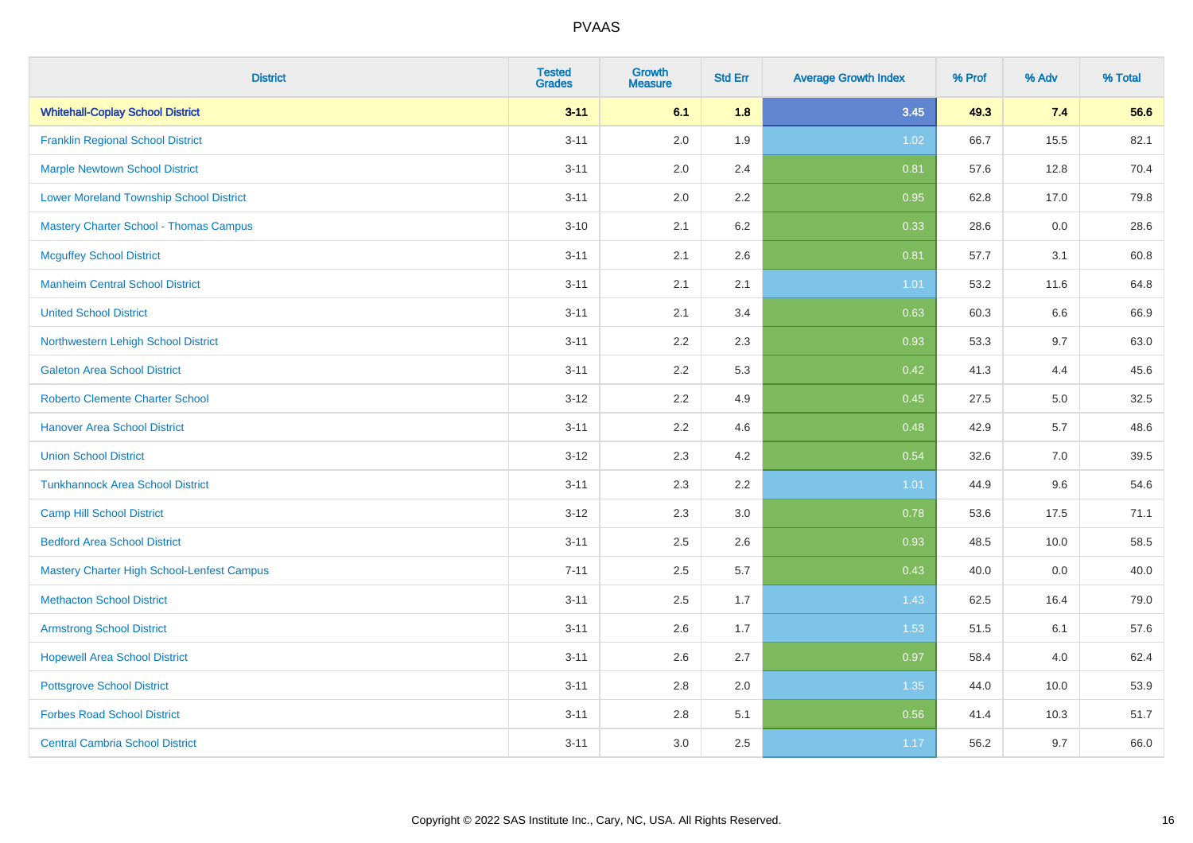| District | Tested Grades | Growth Measure | Std Err | Average Growth Index | % Prof | % Adv | % Total |
|---|---|---|---|---|---|---|---|
| **Whitehall-Coplay School District** | **3-11** | **6.1** | **1.8** | **3.45** | **49.3** | **7.4** | **56.6** |
| Franklin Regional School District | 3-11 | 2.0 | 1.9 | 1.02 | 66.7 | 15.5 | 82.1 |
| Marple Newtown School District | 3-11 | 2.0 | 2.4 | 0.81 | 57.6 | 12.8 | 70.4 |
| Lower Moreland Township School District | 3-11 | 2.0 | 2.2 | 0.95 | 62.8 | 17.0 | 79.8 |
| Mastery Charter School - Thomas Campus | 3-10 | 2.1 | 6.2 | 0.33 | 28.6 | 0.0 | 28.6 |
| Mcguffey School District | 3-11 | 2.1 | 2.6 | 0.81 | 57.7 | 3.1 | 60.8 |
| Manheim Central School District | 3-11 | 2.1 | 2.1 | 1.01 | 53.2 | 11.6 | 64.8 |
| United School District | 3-11 | 2.1 | 3.4 | 0.63 | 60.3 | 6.6 | 66.9 |
| Northwestern Lehigh School District | 3-11 | 2.2 | 2.3 | 0.93 | 53.3 | 9.7 | 63.0 |
| Galeton Area School District | 3-11 | 2.2 | 5.3 | 0.42 | 41.3 | 4.4 | 45.6 |
| Roberto Clemente Charter School | 3-12 | 2.2 | 4.9 | 0.45 | 27.5 | 5.0 | 32.5 |
| Hanover Area School District | 3-11 | 2.2 | 4.6 | 0.48 | 42.9 | 5.7 | 48.6 |
| Union School District | 3-12 | 2.3 | 4.2 | 0.54 | 32.6 | 7.0 | 39.5 |
| Tunkhannock Area School District | 3-11 | 2.3 | 2.2 | 1.01 | 44.9 | 9.6 | 54.6 |
| Camp Hill School District | 3-12 | 2.3 | 3.0 | 0.78 | 53.6 | 17.5 | 71.1 |
| Bedford Area School District | 3-11 | 2.5 | 2.6 | 0.93 | 48.5 | 10.0 | 58.5 |
| Mastery Charter High School-Lenfest Campus | 7-11 | 2.5 | 5.7 | 0.43 | 40.0 | 0.0 | 40.0 |
| Methacton School District | 3-11 | 2.5 | 1.7 | 1.43 | 62.5 | 16.4 | 79.0 |
| Armstrong School District | 3-11 | 2.6 | 1.7 | 1.53 | 51.5 | 6.1 | 57.6 |
| Hopewell Area School District | 3-11 | 2.6 | 2.7 | 0.97 | 58.4 | 4.0 | 62.4 |
| Pottsgrove School District | 3-11 | 2.8 | 2.0 | 1.35 | 44.0 | 10.0 | 53.9 |
| Forbes Road School District | 3-11 | 2.8 | 5.1 | 0.56 | 41.4 | 10.3 | 51.7 |
| Central Cambria School District | 3-11 | 3.0 | 2.5 | 1.17 | 56.2 | 9.7 | 66.0 |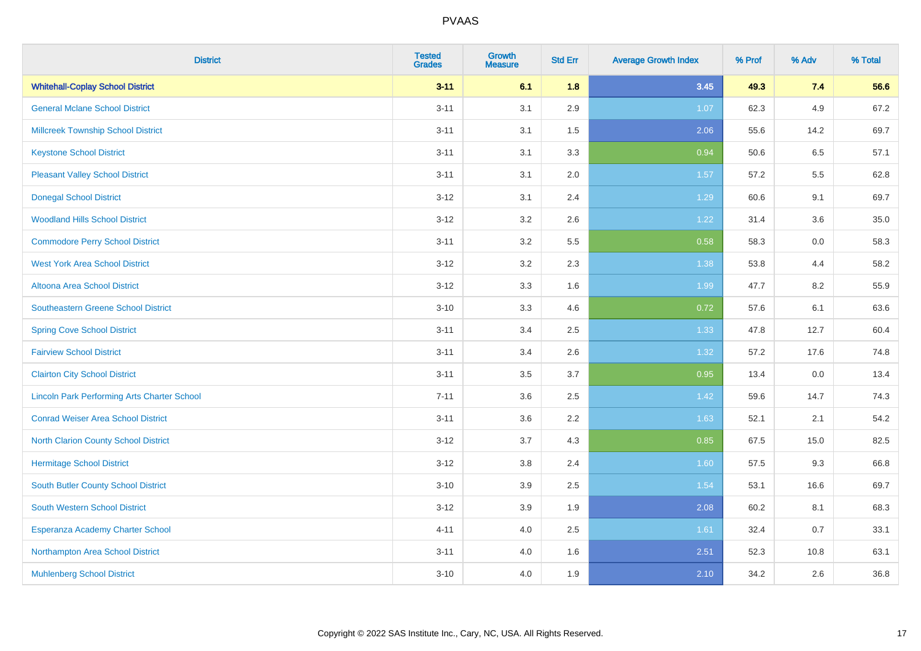| District | Tested Grades | Growth Measure | Std Err | Average Growth Index | % Prof | % Adv | % Total |
|---|---|---|---|---|---|---|---|
| **Whitehall-Coplay School District** | **3-11** | **6.1** | **1.8** | **3.45** | **49.3** | **7.4** | **56.6** |
| General Mclane School District | 3-11 | 3.1 | 2.9 | 1.07 | 62.3 | 4.9 | 67.2 |
| Millcreek Township School District | 3-11 | 3.1 | 1.5 | 2.06 | 55.6 | 14.2 | 69.7 |
| Keystone School District | 3-11 | 3.1 | 3.3 | 0.94 | 50.6 | 6.5 | 57.1 |
| Pleasant Valley School District | 3-11 | 3.1 | 2.0 | 1.57 | 57.2 | 5.5 | 62.8 |
| Donegal School District | 3-12 | 3.1 | 2.4 | 1.29 | 60.6 | 9.1 | 69.7 |
| Woodland Hills School District | 3-12 | 3.2 | 2.6 | 1.22 | 31.4 | 3.6 | 35.0 |
| Commodore Perry School District | 3-11 | 3.2 | 5.5 | 0.58 | 58.3 | 0.0 | 58.3 |
| West York Area School District | 3-12 | 3.2 | 2.3 | 1.38 | 53.8 | 4.4 | 58.2 |
| Altoona Area School District | 3-12 | 3.3 | 1.6 | 1.99 | 47.7 | 8.2 | 55.9 |
| Southeastern Greene School District | 3-10 | 3.3 | 4.6 | 0.72 | 57.6 | 6.1 | 63.6 |
| Spring Cove School District | 3-11 | 3.4 | 2.5 | 1.33 | 47.8 | 12.7 | 60.4 |
| Fairview School District | 3-11 | 3.4 | 2.6 | 1.32 | 57.2 | 17.6 | 74.8 |
| Clairton City School District | 3-11 | 3.5 | 3.7 | 0.95 | 13.4 | 0.0 | 13.4 |
| Lincoln Park Performing Arts Charter School | 7-11 | 3.6 | 2.5 | 1.42 | 59.6 | 14.7 | 74.3 |
| Conrad Weiser Area School District | 3-11 | 3.6 | 2.2 | 1.63 | 52.1 | 2.1 | 54.2 |
| North Clarion County School District | 3-12 | 3.7 | 4.3 | 0.85 | 67.5 | 15.0 | 82.5 |
| Hermitage School District | 3-12 | 3.8 | 2.4 | 1.60 | 57.5 | 9.3 | 66.8 |
| South Butler County School District | 3-10 | 3.9 | 2.5 | 1.54 | 53.1 | 16.6 | 69.7 |
| South Western School District | 3-12 | 3.9 | 1.9 | 2.08 | 60.2 | 8.1 | 68.3 |
| Esperanza Academy Charter School | 4-11 | 4.0 | 2.5 | 1.61 | 32.4 | 0.7 | 33.1 |
| Northampton Area School District | 3-11 | 4.0 | 1.6 | 2.51 | 52.3 | 10.8 | 63.1 |
| Muhlenberg School District | 3-10 | 4.0 | 1.9 | 2.10 | 34.2 | 2.6 | 36.8 |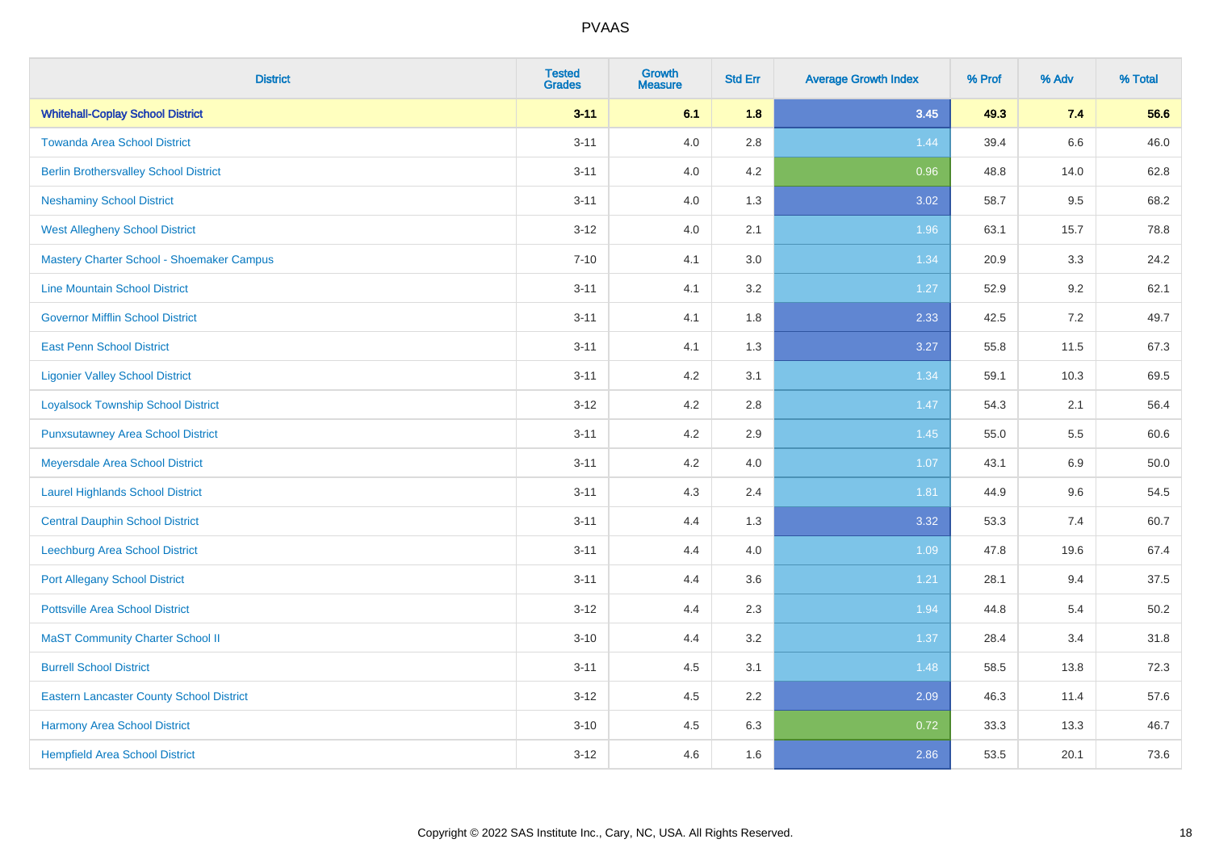# PVAAS

| District | Tested Grades | Growth Measure | Std Err | Average Growth Index | % Prof | % Adv | % Total |
|---|---|---|---|---|---|---|---|
| **Whitehall-Coplay School District** | **3-11** | **6.1** | **1.8** | **3.45** | **49.3** | **7.4** | **56.6** |
| Towanda Area School District | 3-11 | 4.0 | 2.8 | 1.44 | 39.4 | 6.6 | 46.0 |
| Berlin Brothersvalley School District | 3-11 | 4.0 | 4.2 | 0.96 | 48.8 | 14.0 | 62.8 |
| Neshaminy School District | 3-11 | 4.0 | 1.3 | 3.02 | 58.7 | 9.5 | 68.2 |
| West Allegheny School District | 3-12 | 4.0 | 2.1 | 1.96 | 63.1 | 15.7 | 78.8 |
| Mastery Charter School - Shoemaker Campus | 7-10 | 4.1 | 3.0 | 1.34 | 20.9 | 3.3 | 24.2 |
| Line Mountain School District | 3-11 | 4.1 | 3.2 | 1.27 | 52.9 | 9.2 | 62.1 |
| Governor Mifflin School District | 3-11 | 4.1 | 1.8 | 2.33 | 42.5 | 7.2 | 49.7 |
| East Penn School District | 3-11 | 4.1 | 1.3 | 3.27 | 55.8 | 11.5 | 67.3 |
| Ligonier Valley School District | 3-11 | 4.2 | 3.1 | 1.34 | 59.1 | 10.3 | 69.5 |
| Loyalsock Township School District | 3-12 | 4.2 | 2.8 | 1.47 | 54.3 | 2.1 | 56.4 |
| Punxsutawney Area School District | 3-11 | 4.2 | 2.9 | 1.45 | 55.0 | 5.5 | 60.6 |
| Meyersdale Area School District | 3-11 | 4.2 | 4.0 | 1.07 | 43.1 | 6.9 | 50.0 |
| Laurel Highlands School District | 3-11 | 4.3 | 2.4 | 1.81 | 44.9 | 9.6 | 54.5 |
| Central Dauphin School District | 3-11 | 4.4 | 1.3 | 3.32 | 53.3 | 7.4 | 60.7 |
| Leechburg Area School District | 3-11 | 4.4 | 4.0 | 1.09 | 47.8 | 19.6 | 67.4 |
| Port Allegany School District | 3-11 | 4.4 | 3.6 | 1.21 | 28.1 | 9.4 | 37.5 |
| Pottsville Area School District | 3-12 | 4.4 | 2.3 | 1.94 | 44.8 | 5.4 | 50.2 |
| MaST Community Charter School II | 3-10 | 4.4 | 3.2 | 1.37 | 28.4 | 3.4 | 31.8 |
| Burrell School District | 3-11 | 4.5 | 3.1 | 1.48 | 58.5 | 13.8 | 72.3 |
| Eastern Lancaster County School District | 3-12 | 4.5 | 2.2 | 2.09 | 46.3 | 11.4 | 57.6 |
| Harmony Area School District | 3-10 | 4.5 | 6.3 | 0.72 | 33.3 | 13.3 | 46.7 |
| Hempfield Area School District | 3-12 | 4.6 | 1.6 | 2.86 | 53.5 | 20.1 | 73.6 |

Copyright © 2022 SAS Institute Inc., Cary, NC, USA. All Rights Reserved.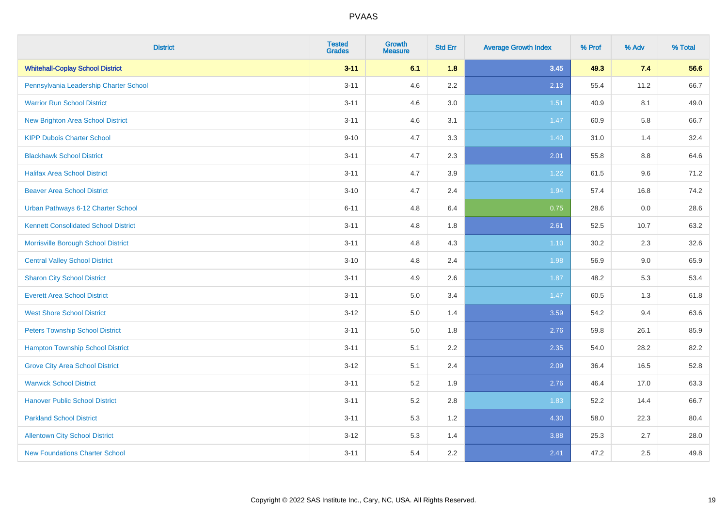| District | Tested Grades | Growth Measure | Std Err | Average Growth Index | % Prof | % Adv | % Total |
|---|---|---|---|---|---|---|---|
| **Whitehall-Coplay School District** | **3-11** | **6.1** | **1.8** | **3.45** | **49.3** | **7.4** | **56.6** |
| Pennsylvania Leadership Charter School | 3-11 | 4.6 | 2.2 | 2.13 | 55.4 | 11.2 | 66.7 |
| Warrior Run School District | 3-11 | 4.6 | 3.0 | 1.51 | 40.9 | 8.1 | 49.0 |
| New Brighton Area School District | 3-11 | 4.6 | 3.1 | 1.47 | 60.9 | 5.8 | 66.7 |
| KIPP Dubois Charter School | 9-10 | 4.7 | 3.3 | 1.40 | 31.0 | 1.4 | 32.4 |
| Blackhawk School District | 3-11 | 4.7 | 2.3 | 2.01 | 55.8 | 8.8 | 64.6 |
| Halifax Area School District | 3-11 | 4.7 | 3.9 | 1.22 | 61.5 | 9.6 | 71.2 |
| Beaver Area School District | 3-10 | 4.7 | 2.4 | 1.94 | 57.4 | 16.8 | 74.2 |
| Urban Pathways 6-12 Charter School | 6-11 | 4.8 | 6.4 | 0.75 | 28.6 | 0.0 | 28.6 |
| Kennett Consolidated School District | 3-11 | 4.8 | 1.8 | 2.61 | 52.5 | 10.7 | 63.2 |
| Morrisville Borough School District | 3-11 | 4.8 | 4.3 | 1.10 | 30.2 | 2.3 | 32.6 |
| Central Valley School District | 3-10 | 4.8 | 2.4 | 1.98 | 56.9 | 9.0 | 65.9 |
| Sharon City School District | 3-11 | 4.9 | 2.6 | 1.87 | 48.2 | 5.3 | 53.4 |
| Everett Area School District | 3-11 | 5.0 | 3.4 | 1.47 | 60.5 | 1.3 | 61.8 |
| West Shore School District | 3-12 | 5.0 | 1.4 | 3.59 | 54.2 | 9.4 | 63.6 |
| Peters Township School District | 3-11 | 5.0 | 1.8 | 2.76 | 59.8 | 26.1 | 85.9 |
| Hampton Township School District | 3-11 | 5.1 | 2.2 | 2.35 | 54.0 | 28.2 | 82.2 |
| Grove City Area School District | 3-12 | 5.1 | 2.4 | 2.09 | 36.4 | 16.5 | 52.8 |
| Warwick School District | 3-11 | 5.2 | 1.9 | 2.76 | 46.4 | 17.0 | 63.3 |
| Hanover Public School District | 3-11 | 5.2 | 2.8 | 1.83 | 52.2 | 14.4 | 66.7 |
| Parkland School District | 3-11 | 5.3 | 1.2 | 4.30 | 58.0 | 22.3 | 80.4 |
| Allentown City School District | 3-12 | 5.3 | 1.4 | 3.88 | 25.3 | 2.7 | 28.0 |
| New Foundations Charter School | 3-11 | 5.4 | 2.2 | 2.41 | 47.2 | 2.5 | 49.8 |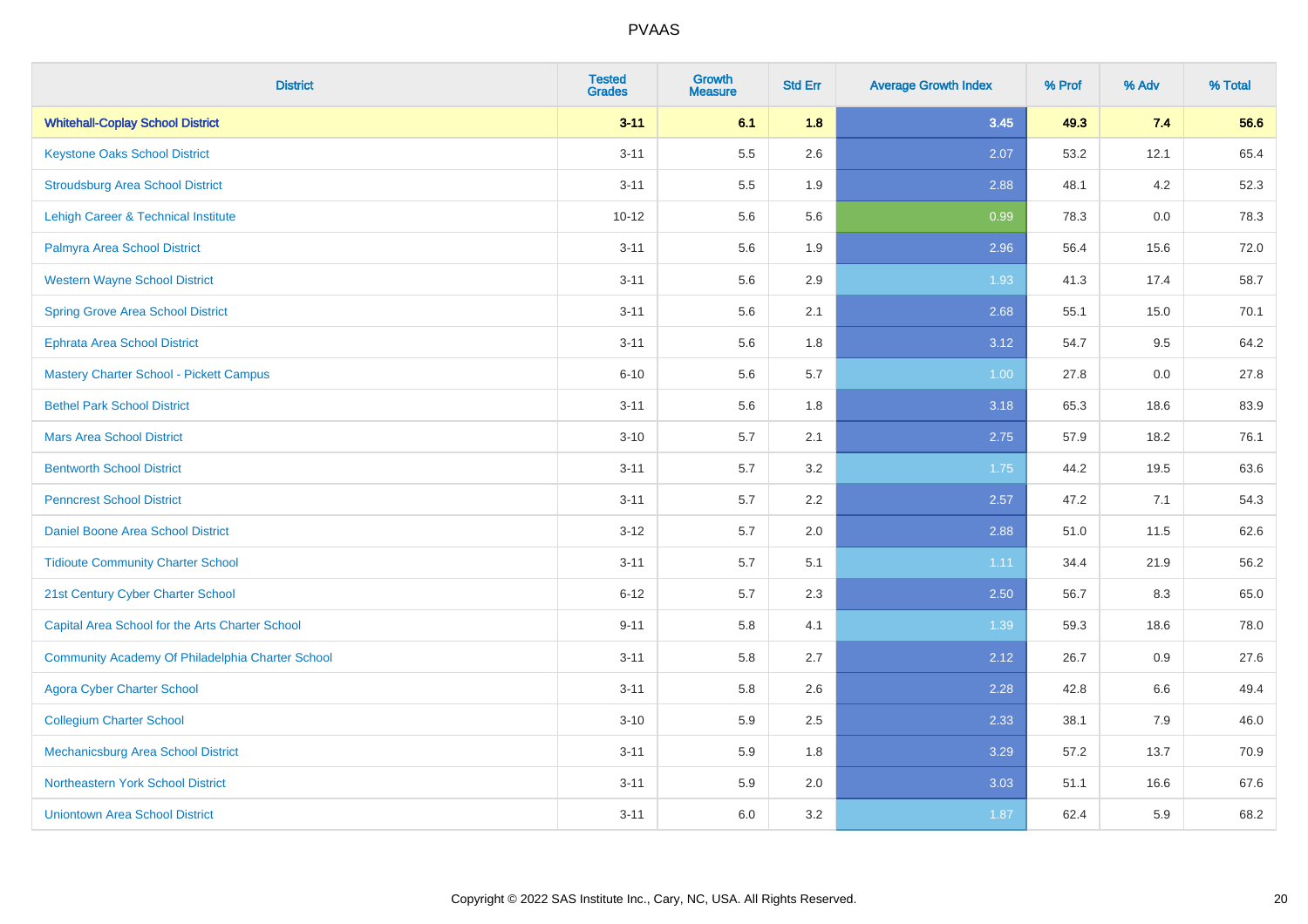| District | Tested Grades | Growth Measure | Std Err | Average Growth Index | % Prof | % Adv | % Total |
|---|---|---|---|---|---|---|---|
| **Whitehall-Coplay School District** | **3-11** | **6.1** | **1.8** | **3.45** | **49.3** | **7.4** | **56.6** |
| Keystone Oaks School District | 3-11 | 5.5 | 2.6 | 2.07 | 53.2 | 12.1 | 65.4 |
| Stroudsburg Area School District | 3-11 | 5.5 | 1.9 | 2.88 | 48.1 | 4.2 | 52.3 |
| Lehigh Career & Technical Institute | 10-12 | 5.6 | 5.6 | 0.99 | 78.3 | 0.0 | 78.3 |
| Palmyra Area School District | 3-11 | 5.6 | 1.9 | 2.96 | 56.4 | 15.6 | 72.0 |
| Western Wayne School District | 3-11 | 5.6 | 2.9 | 1.93 | 41.3 | 17.4 | 58.7 |
| Spring Grove Area School District | 3-11 | 5.6 | 2.1 | 2.68 | 55.1 | 15.0 | 70.1 |
| Ephrata Area School District | 3-11 | 5.6 | 1.8 | 3.12 | 54.7 | 9.5 | 64.2 |
| Mastery Charter School - Pickett Campus | 6-10 | 5.6 | 5.7 | 1.00 | 27.8 | 0.0 | 27.8 |
| Bethel Park School District | 3-11 | 5.6 | 1.8 | 3.18 | 65.3 | 18.6 | 83.9 |
| Mars Area School District | 3-10 | 5.7 | 2.1 | 2.75 | 57.9 | 18.2 | 76.1 |
| Bentworth School District | 3-11 | 5.7 | 3.2 | 1.75 | 44.2 | 19.5 | 63.6 |
| Penncrest School District | 3-11 | 5.7 | 2.2 | 2.57 | 47.2 | 7.1 | 54.3 |
| Daniel Boone Area School District | 3-12 | 5.7 | 2.0 | 2.88 | 51.0 | 11.5 | 62.6 |
| Tidioute Community Charter School | 3-11 | 5.7 | 5.1 | 1.11 | 34.4 | 21.9 | 56.2 |
| 21st Century Cyber Charter School | 6-12 | 5.7 | 2.3 | 2.50 | 56.7 | 8.3 | 65.0 |
| Capital Area School for the Arts Charter School | 9-11 | 5.8 | 4.1 | 1.39 | 59.3 | 18.6 | 78.0 |
| Community Academy Of Philadelphia Charter School | 3-11 | 5.8 | 2.7 | 2.12 | 26.7 | 0.9 | 27.6 |
| Agora Cyber Charter School | 3-11 | 5.8 | 2.6 | 2.28 | 42.8 | 6.6 | 49.4 |
| Collegium Charter School | 3-10 | 5.9 | 2.5 | 2.33 | 38.1 | 7.9 | 46.0 |
| Mechanicsburg Area School District | 3-11 | 5.9 | 1.8 | 3.29 | 57.2 | 13.7 | 70.9 |
| Northeastern York School District | 3-11 | 5.9 | 2.0 | 3.03 | 51.1 | 16.6 | 67.6 |
| Uniontown Area School District | 3-11 | 6.0 | 3.2 | 1.87 | 62.4 | 5.9 | 68.2 |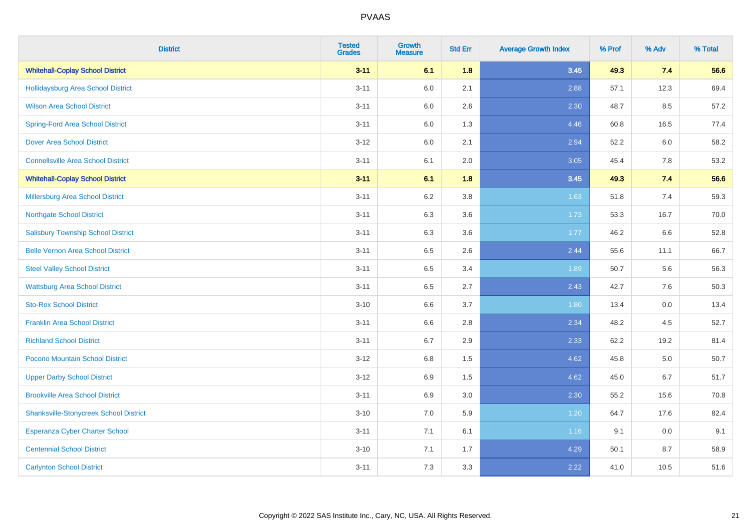| District | Tested Grades | Growth Measure | Std Err | Average Growth Index | % Prof | % Adv | % Total |
|---|---|---|---|---|---|---|---|
| **Whitehall-Coplay School District** | **3-11** | **6.1** | **1.8** | **3.45** | **49.3** | **7.4** | **56.6** |
| Hollidaysburg Area School District | 3-11 | 6.0 | 2.1 | 2.88 | 57.1 | 12.3 | 69.4 |
| Wilson Area School District | 3-11 | 6.0 | 2.6 | 2.30 | 48.7 | 8.5 | 57.2 |
| Spring-Ford Area School District | 3-11 | 6.0 | 1.3 | 4.46 | 60.8 | 16.5 | 77.4 |
| Dover Area School District | 3-12 | 6.0 | 2.1 | 2.94 | 52.2 | 6.0 | 58.2 |
| Connellsville Area School District | 3-11 | 6.1 | 2.0 | 3.05 | 45.4 | 7.8 | 53.2 |
| **Whitehall-Coplay School District** | **3-11** | **6.1** | **1.8** | **3.45** | **49.3** | **7.4** | **56.6** |
| Millersburg Area School District | 3-11 | 6.2 | 3.8 | 1.63 | 51.8 | 7.4 | 59.3 |
| Northgate School District | 3-11 | 6.3 | 3.6 | 1.73 | 53.3 | 16.7 | 70.0 |
| Salisbury Township School District | 3-11 | 6.3 | 3.6 | 1.77 | 46.2 | 6.6 | 52.8 |
| Belle Vernon Area School District | 3-11 | 6.5 | 2.6 | 2.44 | 55.6 | 11.1 | 66.7 |
| Steel Valley School District | 3-11 | 6.5 | 3.4 | 1.89 | 50.7 | 5.6 | 56.3 |
| Wattsburg Area School District | 3-11 | 6.5 | 2.7 | 2.43 | 42.7 | 7.6 | 50.3 |
| Sto-Rox School District | 3-10 | 6.6 | 3.7 | 1.80 | 13.4 | 0.0 | 13.4 |
| Franklin Area School District | 3-11 | 6.6 | 2.8 | 2.34 | 48.2 | 4.5 | 52.7 |
| Richland School District | 3-11 | 6.7 | 2.9 | 2.33 | 62.2 | 19.2 | 81.4 |
| Pocono Mountain School District | 3-12 | 6.8 | 1.5 | 4.62 | 45.8 | 5.0 | 50.7 |
| Upper Darby School District | 3-12 | 6.9 | 1.5 | 4.62 | 45.0 | 6.7 | 51.7 |
| Brookville Area School District | 3-11 | 6.9 | 3.0 | 2.30 | 55.2 | 15.6 | 70.8 |
| Shanksville-Stonycreek School District | 3-10 | 7.0 | 5.9 | 1.20 | 64.7 | 17.6 | 82.4 |
| Esperanza Cyber Charter School | 3-11 | 7.1 | 6.1 | 1.16 | 9.1 | 0.0 | 9.1 |
| Centennial School District | 3-10 | 7.1 | 1.7 | 4.29 | 50.1 | 8.7 | 58.9 |
| Carlynton School District | 3-11 | 7.3 | 3.3 | 2.22 | 41.0 | 10.5 | 51.6 |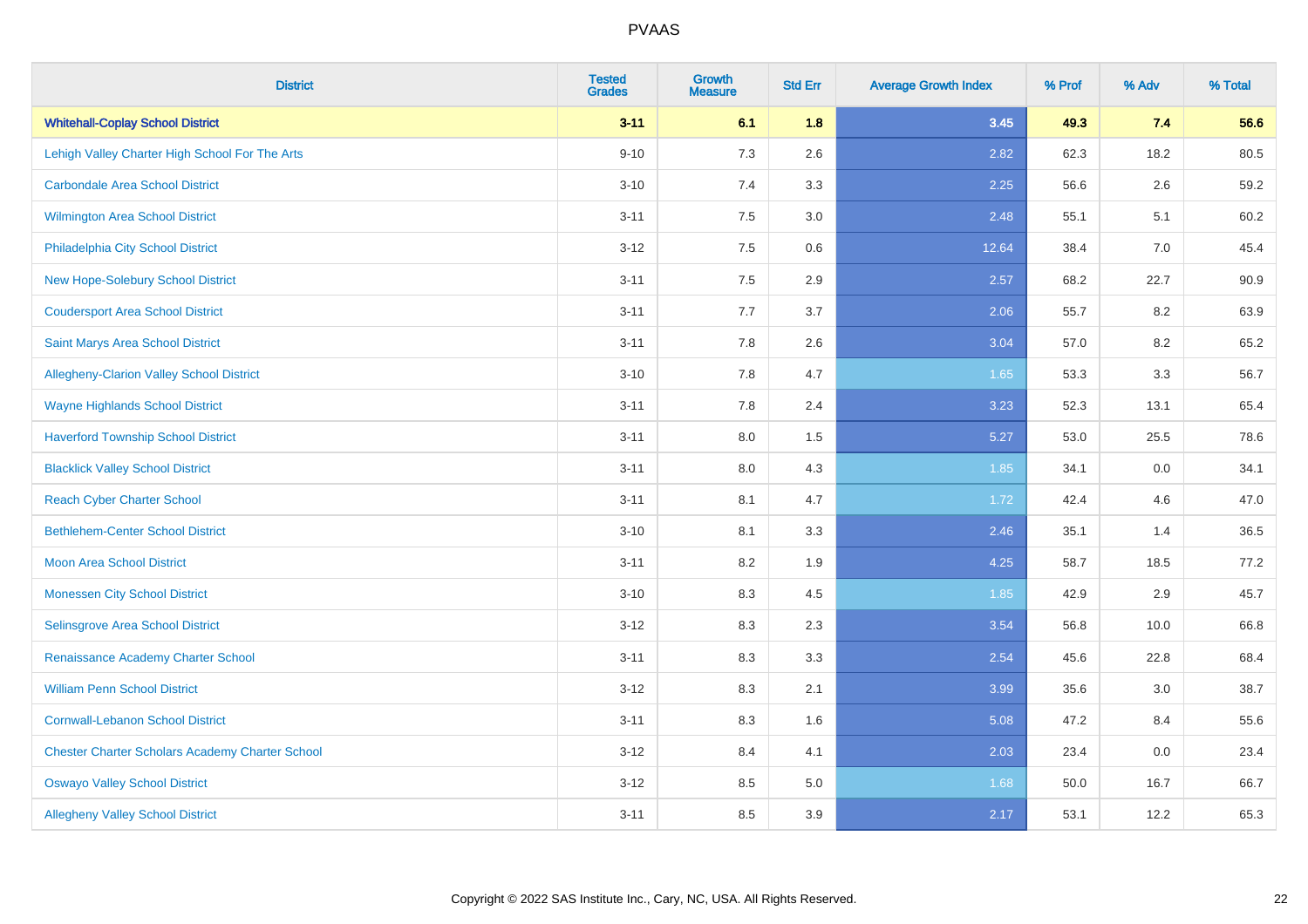# PVAAS

| District | Tested Grades | Growth Measure | Std Err | Average Growth Index | % Prof | % Adv | % Total |
|---|---|---|---|---|---|---|---|
| **Whitehall-Coplay School District** | **3-11** | **6.1** | **1.8** | **3.45** | **49.3** | **7.4** | **56.6** |
| Lehigh Valley Charter High School For The Arts | 9-10 | 7.3 | 2.6 | 2.82 | 62.3 | 18.2 | 80.5 |
| Carbondale Area School District | 3-10 | 7.4 | 3.3 | 2.25 | 56.6 | 2.6 | 59.2 |
| Wilmington Area School District | 3-11 | 7.5 | 3.0 | 2.48 | 55.1 | 5.1 | 60.2 |
| Philadelphia City School District | 3-12 | 7.5 | 0.6 | 12.64 | 38.4 | 7.0 | 45.4 |
| New Hope-Solebury School District | 3-11 | 7.5 | 2.9 | 2.57 | 68.2 | 22.7 | 90.9 |
| Coudersport Area School District | 3-11 | 7.7 | 3.7 | 2.06 | 55.7 | 8.2 | 63.9 |
| Saint Marys Area School District | 3-11 | 7.8 | 2.6 | 3.04 | 57.0 | 8.2 | 65.2 |
| Allegheny-Clarion Valley School District | 3-10 | 7.8 | 4.7 | 1.65 | 53.3 | 3.3 | 56.7 |
| Wayne Highlands School District | 3-11 | 7.8 | 2.4 | 3.23 | 52.3 | 13.1 | 65.4 |
| Haverford Township School District | 3-11 | 8.0 | 1.5 | 5.27 | 53.0 | 25.5 | 78.6 |
| Blacklick Valley School District | 3-11 | 8.0 | 4.3 | 1.85 | 34.1 | 0.0 | 34.1 |
| Reach Cyber Charter School | 3-11 | 8.1 | 4.7 | 1.72 | 42.4 | 4.6 | 47.0 |
| Bethlehem-Center School District | 3-10 | 8.1 | 3.3 | 2.46 | 35.1 | 1.4 | 36.5 |
| Moon Area School District | 3-11 | 8.2 | 1.9 | 4.25 | 58.7 | 18.5 | 77.2 |
| Monessen City School District | 3-10 | 8.3 | 4.5 | 1.85 | 42.9 | 2.9 | 45.7 |
| Selinsgrove Area School District | 3-12 | 8.3 | 2.3 | 3.54 | 56.8 | 10.0 | 66.8 |
| Renaissance Academy Charter School | 3-11 | 8.3 | 3.3 | 2.54 | 45.6 | 22.8 | 68.4 |
| William Penn School District | 3-12 | 8.3 | 2.1 | 3.99 | 35.6 | 3.0 | 38.7 |
| Cornwall-Lebanon School District | 3-11 | 8.3 | 1.6 | 5.08 | 47.2 | 8.4 | 55.6 |
| Chester Charter Scholars Academy Charter School | 3-12 | 8.4 | 4.1 | 2.03 | 23.4 | 0.0 | 23.4 |
| Oswayo Valley School District | 3-12 | 8.5 | 5.0 | 1.68 | 50.0 | 16.7 | 66.7 |
| Allegheny Valley School District | 3-11 | 8.5 | 3.9 | 2.17 | 53.1 | 12.2 | 65.3 |

Copyright © 2022 SAS Institute Inc., Cary, NC, USA. All Rights Reserved.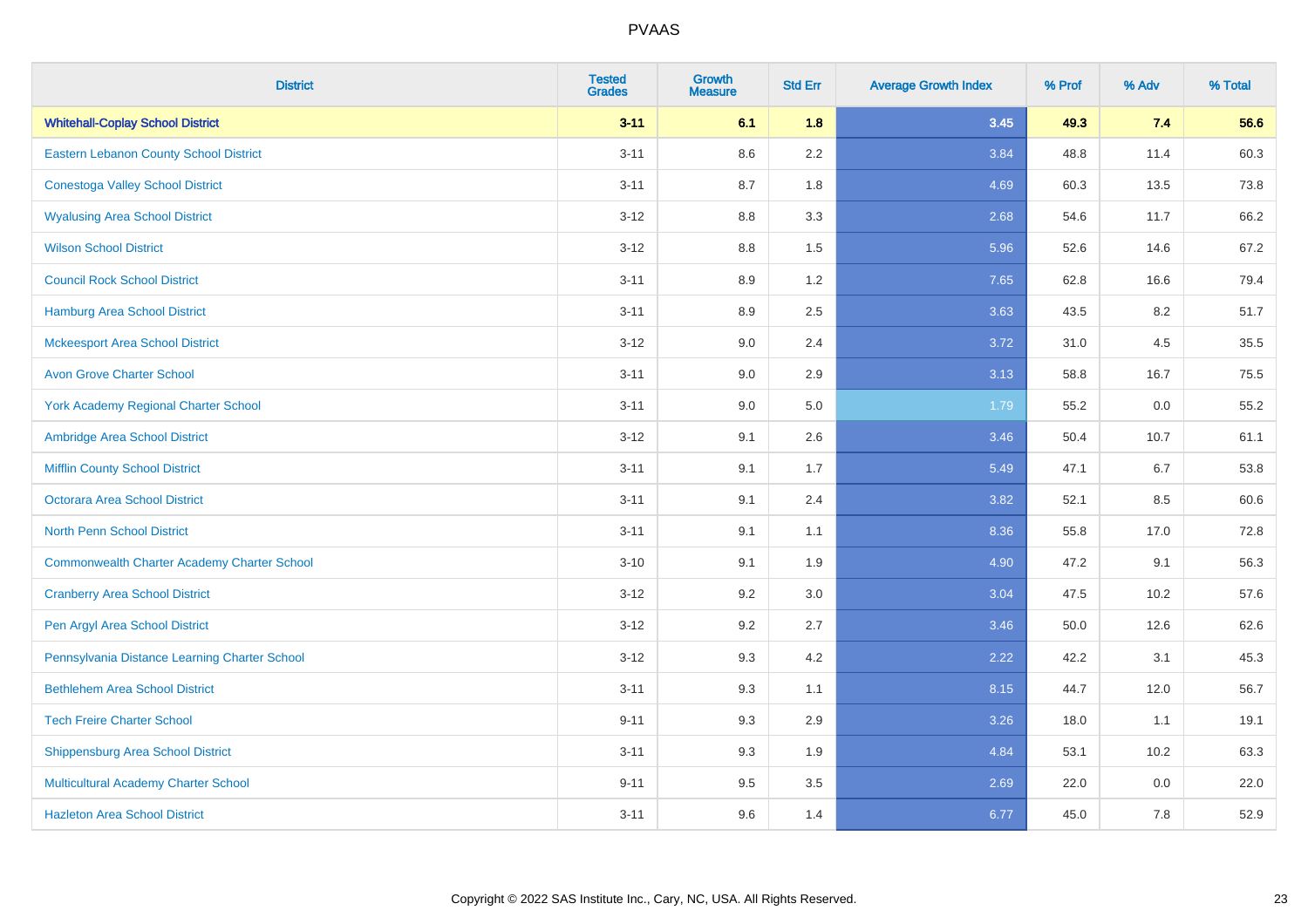PVAAS

| District | Tested Grades | Growth Measure | Std Err | Average Growth Index | % Prof | % Adv | % Total |
|---|---|---|---|---|---|---|---|
| **Whitehall-Coplay School District** | **3-11** | **6.1** | **1.8** | **3.45** | **49.3** | **7.4** | **56.6** |
| Eastern Lebanon County School District | 3-11 | 8.6 | 2.2 | 3.84 | 48.8 | 11.4 | 60.3 |
| Conestoga Valley School District | 3-11 | 8.7 | 1.8 | 4.69 | 60.3 | 13.5 | 73.8 |
| Wyalusing Area School District | 3-12 | 8.8 | 3.3 | 2.68 | 54.6 | 11.7 | 66.2 |
| Wilson School District | 3-12 | 8.8 | 1.5 | 5.96 | 52.6 | 14.6 | 67.2 |
| Council Rock School District | 3-11 | 8.9 | 1.2 | 7.65 | 62.8 | 16.6 | 79.4 |
| Hamburg Area School District | 3-11 | 8.9 | 2.5 | 3.63 | 43.5 | 8.2 | 51.7 |
| Mckeesport Area School District | 3-12 | 9.0 | 2.4 | 3.72 | 31.0 | 4.5 | 35.5 |
| Avon Grove Charter School | 3-11 | 9.0 | 2.9 | 3.13 | 58.8 | 16.7 | 75.5 |
| York Academy Regional Charter School | 3-11 | 9.0 | 5.0 | 1.79 | 55.2 | 0.0 | 55.2 |
| Ambridge Area School District | 3-12 | 9.1 | 2.6 | 3.46 | 50.4 | 10.7 | 61.1 |
| Mifflin County School District | 3-11 | 9.1 | 1.7 | 5.49 | 47.1 | 6.7 | 53.8 |
| Octorara Area School District | 3-11 | 9.1 | 2.4 | 3.82 | 52.1 | 8.5 | 60.6 |
| North Penn School District | 3-11 | 9.1 | 1.1 | 8.36 | 55.8 | 17.0 | 72.8 |
| Commonwealth Charter Academy Charter School | 3-10 | 9.1 | 1.9 | 4.90 | 47.2 | 9.1 | 56.3 |
| Cranberry Area School District | 3-12 | 9.2 | 3.0 | 3.04 | 47.5 | 10.2 | 57.6 |
| Pen Argyl Area School District | 3-12 | 9.2 | 2.7 | 3.46 | 50.0 | 12.6 | 62.6 |
| Pennsylvania Distance Learning Charter School | 3-12 | 9.3 | 4.2 | 2.22 | 42.2 | 3.1 | 45.3 |
| Bethlehem Area School District | 3-11 | 9.3 | 1.1 | 8.15 | 44.7 | 12.0 | 56.7 |
| Tech Freire Charter School | 9-11 | 9.3 | 2.9 | 3.26 | 18.0 | 1.1 | 19.1 |
| Shippensburg Area School District | 3-11 | 9.3 | 1.9 | 4.84 | 53.1 | 10.2 | 63.3 |
| Multicultural Academy Charter School | 9-11 | 9.5 | 3.5 | 2.69 | 22.0 | 0.0 | 22.0 |
| Hazleton Area School District | 3-11 | 9.6 | 1.4 | 6.77 | 45.0 | 7.8 | 52.9 |

Copyright © 2022 SAS Institute Inc., Cary, NC, USA. All Rights Reserved.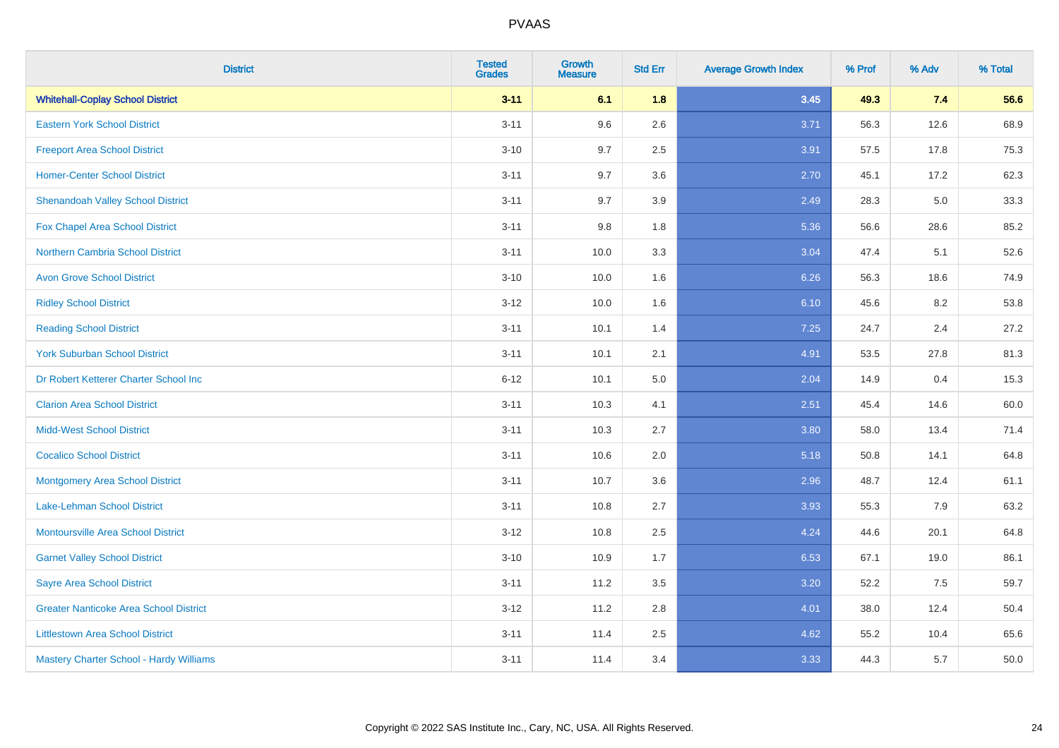| District | Tested Grades | Growth Measure | Std Err | Average Growth Index | % Prof | % Adv | % Total |
|---|---|---|---|---|---|---|---|
| **Whitehall-Coplay School District** | **3-11** | **6.1** | **1.8** | **3.45** | **49.3** | **7.4** | **56.6** |
| Eastern York School District | 3-11 | 9.6 | 2.6 | 3.71 | 56.3 | 12.6 | 68.9 |
| Freeport Area School District | 3-10 | 9.7 | 2.5 | 3.91 | 57.5 | 17.8 | 75.3 |
| Homer-Center School District | 3-11 | 9.7 | 3.6 | 2.70 | 45.1 | 17.2 | 62.3 |
| Shenandoah Valley School District | 3-11 | 9.7 | 3.9 | 2.49 | 28.3 | 5.0 | 33.3 |
| Fox Chapel Area School District | 3-11 | 9.8 | 1.8 | 5.36 | 56.6 | 28.6 | 85.2 |
| Northern Cambria School District | 3-11 | 10.0 | 3.3 | 3.04 | 47.4 | 5.1 | 52.6 |
| Avon Grove School District | 3-10 | 10.0 | 1.6 | 6.26 | 56.3 | 18.6 | 74.9 |
| Ridley School District | 3-12 | 10.0 | 1.6 | 6.10 | 45.6 | 8.2 | 53.8 |
| Reading School District | 3-11 | 10.1 | 1.4 | 7.25 | 24.7 | 2.4 | 27.2 |
| York Suburban School District | 3-11 | 10.1 | 2.1 | 4.91 | 53.5 | 27.8 | 81.3 |
| Dr Robert Ketterer Charter School Inc | 6-12 | 10.1 | 5.0 | 2.04 | 14.9 | 0.4 | 15.3 |
| Clarion Area School District | 3-11 | 10.3 | 4.1 | 2.51 | 45.4 | 14.6 | 60.0 |
| Midd-West School District | 3-11 | 10.3 | 2.7 | 3.80 | 58.0 | 13.4 | 71.4 |
| Cocalico School District | 3-11 | 10.6 | 2.0 | 5.18 | 50.8 | 14.1 | 64.8 |
| Montgomery Area School District | 3-11 | 10.7 | 3.6 | 2.96 | 48.7 | 12.4 | 61.1 |
| Lake-Lehman School District | 3-11 | 10.8 | 2.7 | 3.93 | 55.3 | 7.9 | 63.2 |
| Montoursville Area School District | 3-12 | 10.8 | 2.5 | 4.24 | 44.6 | 20.1 | 64.8 |
| Garnet Valley School District | 3-10 | 10.9 | 1.7 | 6.53 | 67.1 | 19.0 | 86.1 |
| Sayre Area School District | 3-11 | 11.2 | 3.5 | 3.20 | 52.2 | 7.5 | 59.7 |
| Greater Nanticoke Area School District | 3-12 | 11.2 | 2.8 | 4.01 | 38.0 | 12.4 | 50.4 |
| Littlestown Area School District | 3-11 | 11.4 | 2.5 | 4.62 | 55.2 | 10.4 | 65.6 |
| Mastery Charter School - Hardy Williams | 3-11 | 11.4 | 3.4 | 3.33 | 44.3 | 5.7 | 50.0 |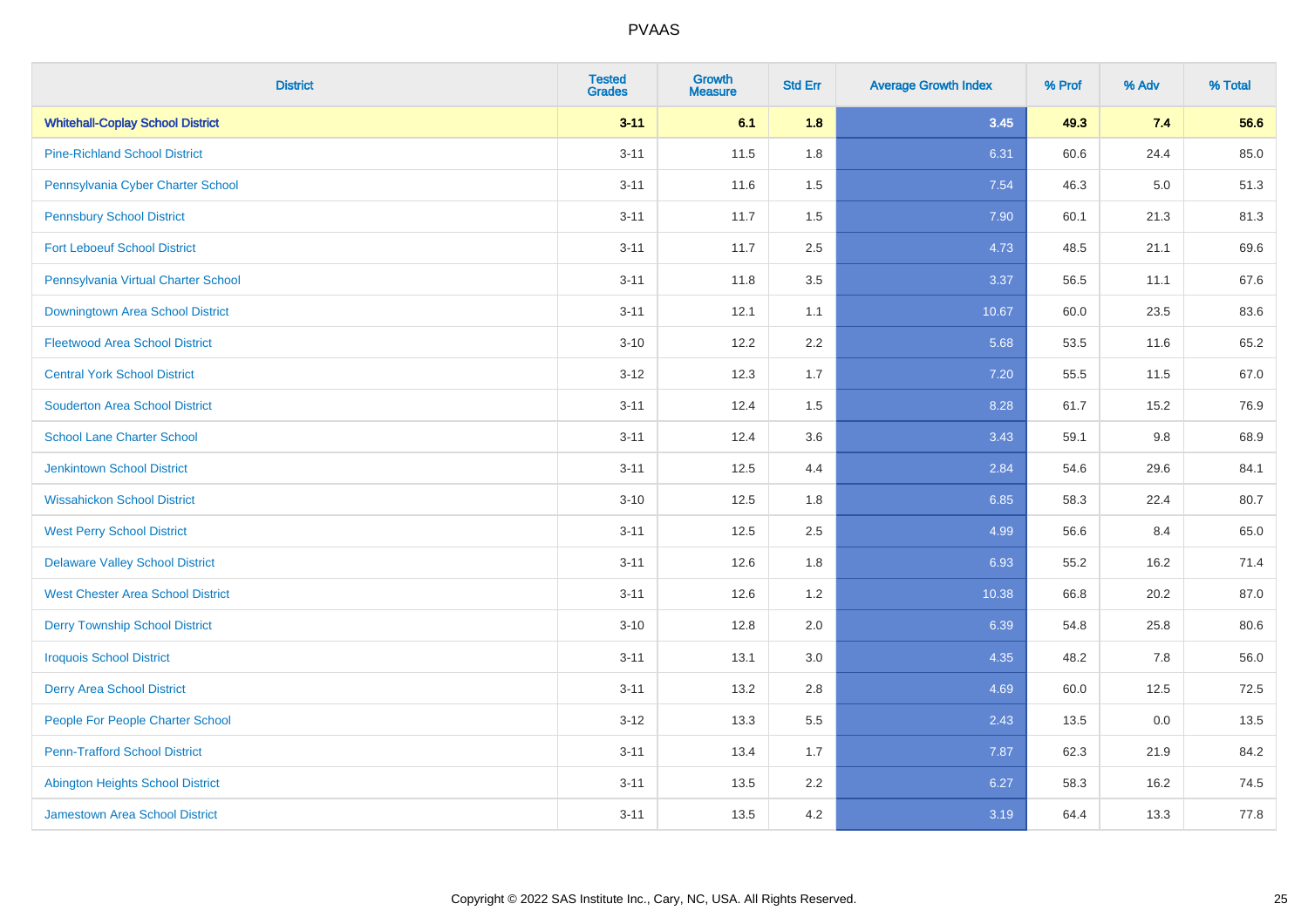| District | Tested Grades | Growth Measure | Std Err | Average Growth Index | % Prof | % Adv | % Total |
|---|---|---|---|---|---|---|---|
| **Whitehall-Coplay School District** | **3-11** | **6.1** | **1.8** | **3.45** | **49.3** | **7.4** | **56.6** |
| Pine-Richland School District | 3-11 | 11.5 | 1.8 | 6.31 | 60.6 | 24.4 | 85.0 |
| Pennsylvania Cyber Charter School | 3-11 | 11.6 | 1.5 | 7.54 | 46.3 | 5.0 | 51.3 |
| Pennsbury School District | 3-11 | 11.7 | 1.5 | 7.90 | 60.1 | 21.3 | 81.3 |
| Fort Leboeuf School District | 3-11 | 11.7 | 2.5 | 4.73 | 48.5 | 21.1 | 69.6 |
| Pennsylvania Virtual Charter School | 3-11 | 11.8 | 3.5 | 3.37 | 56.5 | 11.1 | 67.6 |
| Downingtown Area School District | 3-11 | 12.1 | 1.1 | 10.67 | 60.0 | 23.5 | 83.6 |
| Fleetwood Area School District | 3-10 | 12.2 | 2.2 | 5.68 | 53.5 | 11.6 | 65.2 |
| Central York School District | 3-12 | 12.3 | 1.7 | 7.20 | 55.5 | 11.5 | 67.0 |
| Souderton Area School District | 3-11 | 12.4 | 1.5 | 8.28 | 61.7 | 15.2 | 76.9 |
| School Lane Charter School | 3-11 | 12.4 | 3.6 | 3.43 | 59.1 | 9.8 | 68.9 |
| Jenkintown School District | 3-11 | 12.5 | 4.4 | 2.84 | 54.6 | 29.6 | 84.1 |
| Wissahickon School District | 3-10 | 12.5 | 1.8 | 6.85 | 58.3 | 22.4 | 80.7 |
| West Perry School District | 3-11 | 12.5 | 2.5 | 4.99 | 56.6 | 8.4 | 65.0 |
| Delaware Valley School District | 3-11 | 12.6 | 1.8 | 6.93 | 55.2 | 16.2 | 71.4 |
| West Chester Area School District | 3-11 | 12.6 | 1.2 | 10.38 | 66.8 | 20.2 | 87.0 |
| Derry Township School District | 3-10 | 12.8 | 2.0 | 6.39 | 54.8 | 25.8 | 80.6 |
| Iroquois School District | 3-11 | 13.1 | 3.0 | 4.35 | 48.2 | 7.8 | 56.0 |
| Derry Area School District | 3-11 | 13.2 | 2.8 | 4.69 | 60.0 | 12.5 | 72.5 |
| People For People Charter School | 3-12 | 13.3 | 5.5 | 2.43 | 13.5 | 0.0 | 13.5 |
| Penn-Trafford School District | 3-11 | 13.4 | 1.7 | 7.87 | 62.3 | 21.9 | 84.2 |
| Abington Heights School District | 3-11 | 13.5 | 2.2 | 6.27 | 58.3 | 16.2 | 74.5 |
| Jamestown Area School District | 3-11 | 13.5 | 4.2 | 3.19 | 64.4 | 13.3 | 77.8 |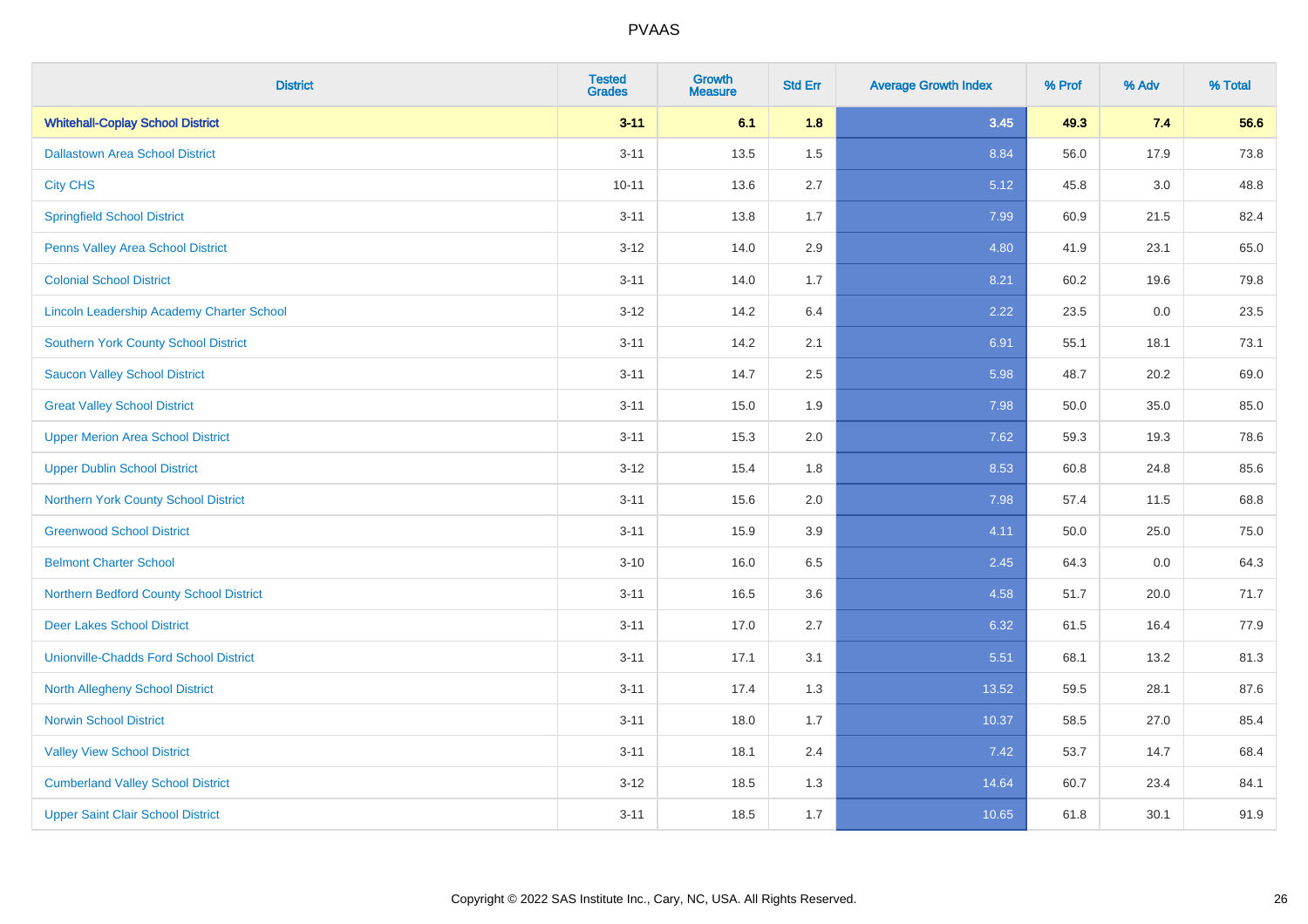| District | Tested Grades | Growth Measure | Std Err | Average Growth Index | % Prof | % Adv | % Total |
|---|---|---|---|---|---|---|---|
| **Whitehall-Coplay School District** | **3-11** | **6.1** | **1.8** | **3.45** | **49.3** | **7.4** | **56.6** |
| Dallastown Area School District | 3-11 | 13.5 | 1.5 | 8.84 | 56.0 | 17.9 | 73.8 |
| City CHS | 10-11 | 13.6 | 2.7 | 5.12 | 45.8 | 3.0 | 48.8 |
| Springfield School District | 3-11 | 13.8 | 1.7 | 7.99 | 60.9 | 21.5 | 82.4 |
| Penns Valley Area School District | 3-12 | 14.0 | 2.9 | 4.80 | 41.9 | 23.1 | 65.0 |
| Colonial School District | 3-11 | 14.0 | 1.7 | 8.21 | 60.2 | 19.6 | 79.8 |
| Lincoln Leadership Academy Charter School | 3-12 | 14.2 | 6.4 | 2.22 | 23.5 | 0.0 | 23.5 |
| Southern York County School District | 3-11 | 14.2 | 2.1 | 6.91 | 55.1 | 18.1 | 73.1 |
| Saucon Valley School District | 3-11 | 14.7 | 2.5 | 5.98 | 48.7 | 20.2 | 69.0 |
| Great Valley School District | 3-11 | 15.0 | 1.9 | 7.98 | 50.0 | 35.0 | 85.0 |
| Upper Merion Area School District | 3-11 | 15.3 | 2.0 | 7.62 | 59.3 | 19.3 | 78.6 |
| Upper Dublin School District | 3-12 | 15.4 | 1.8 | 8.53 | 60.8 | 24.8 | 85.6 |
| Northern York County School District | 3-11 | 15.6 | 2.0 | 7.98 | 57.4 | 11.5 | 68.8 |
| Greenwood School District | 3-11 | 15.9 | 3.9 | 4.11 | 50.0 | 25.0 | 75.0 |
| Belmont Charter School | 3-10 | 16.0 | 6.5 | 2.45 | 64.3 | 0.0 | 64.3 |
| Northern Bedford County School District | 3-11 | 16.5 | 3.6 | 4.58 | 51.7 | 20.0 | 71.7 |
| Deer Lakes School District | 3-11 | 17.0 | 2.7 | 6.32 | 61.5 | 16.4 | 77.9 |
| Unionville-Chadds Ford School District | 3-11 | 17.1 | 3.1 | 5.51 | 68.1 | 13.2 | 81.3 |
| North Allegheny School District | 3-11 | 17.4 | 1.3 | 13.52 | 59.5 | 28.1 | 87.6 |
| Norwin School District | 3-11 | 18.0 | 1.7 | 10.37 | 58.5 | 27.0 | 85.4 |
| Valley View School District | 3-11 | 18.1 | 2.4 | 7.42 | 53.7 | 14.7 | 68.4 |
| Cumberland Valley School District | 3-12 | 18.5 | 1.3 | 14.64 | 60.7 | 23.4 | 84.1 |
| Upper Saint Clair School District | 3-11 | 18.5 | 1.7 | 10.65 | 61.8 | 30.1 | 91.9 |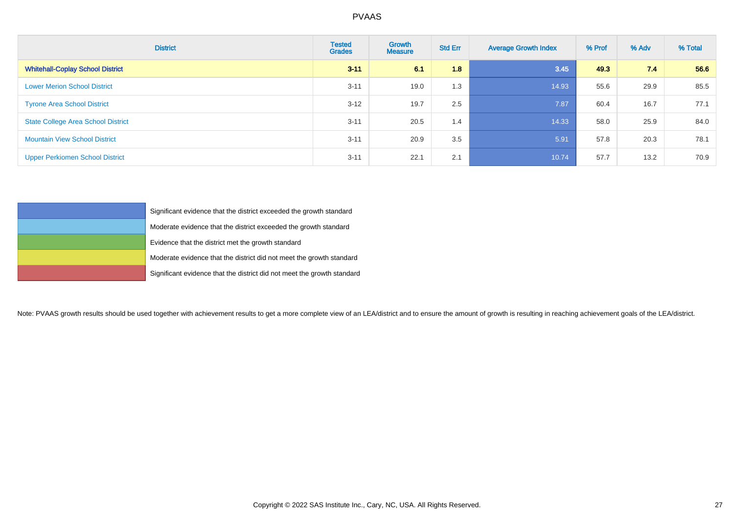PVAAS

| District | Tested Grades | Growth Measure | Std Err | Average Growth Index | % Prof | % Adv | % Total |
|---|---|---|---|---|---|---|---|
| **Whitehall-Coplay School District** | **3-11** | **6.1** | **1.8** | **3.45** | **49.3** | **7.4** | **56.6** |
| Lower Merion School District | 3-11 | 19.0 | 1.3 | 14.93 | 55.6 | 29.9 | 85.5 |
| Tyrone Area School District | 3-12 | 19.7 | 2.5 | 7.87 | 60.4 | 16.7 | 77.1 |
| State College Area School District | 3-11 | 20.5 | 1.4 | 14.33 | 58.0 | 25.9 | 84.0 |
| Mountain View School District | 3-11 | 20.9 | 3.5 | 5.91 | 57.8 | 20.3 | 78.1 |
| Upper Perkiomen School District | 3-11 | 22.1 | 2.1 | 10.74 | 57.7 | 13.2 | 70.9 |

Significant evidence that the district exceeded the growth standard

Moderate evidence that the district exceeded the growth standard

Evidence that the district met the growth standard

Moderate evidence that the district did not meet the growth standard

Significant evidence that the district did not meet the growth standard

Note: PVAAS growth results should be used together with achievement results to get a more complete view of an LEA/district and to ensure the amount of growth is resulting in reaching achievement goals of the LEA/district.

Copyright © 2022 SAS Institute Inc., Cary, NC, USA. All Rights Reserved.